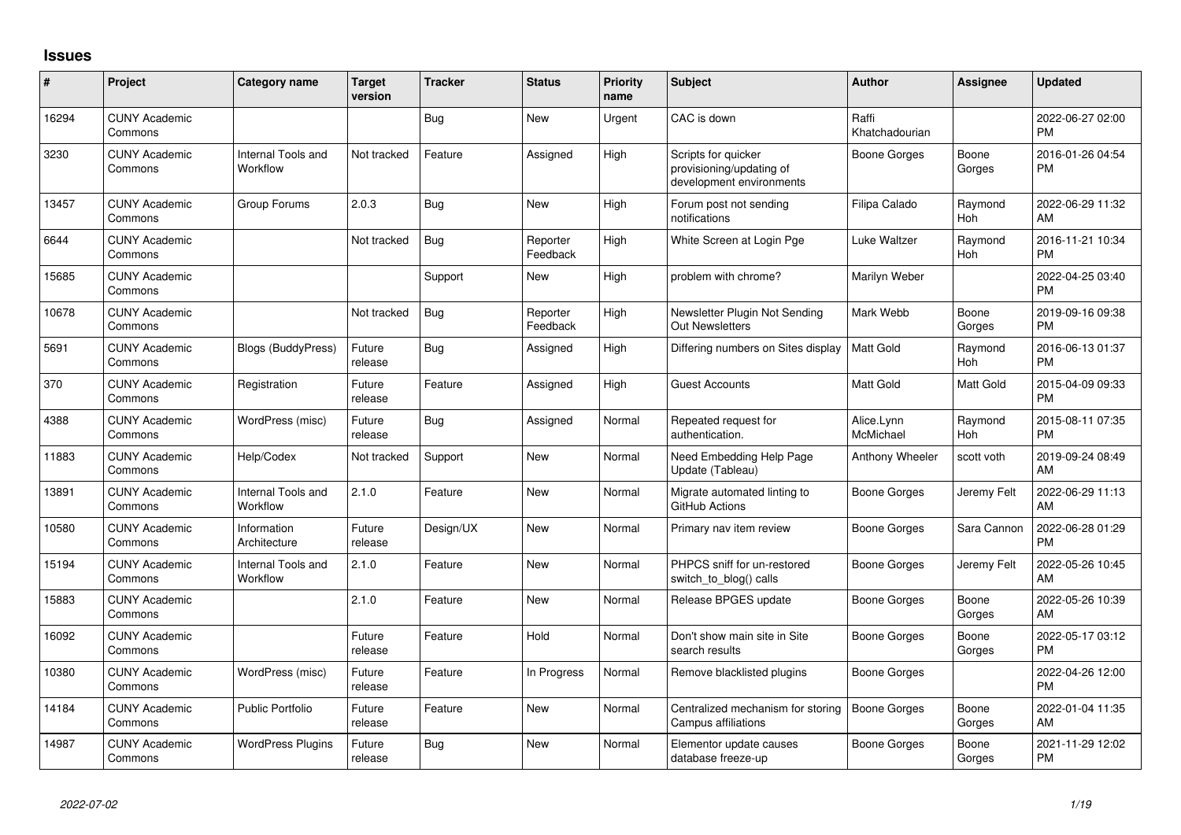# Issues

| # | Project | Category name | Target version | Tracker | Status | Priority name | Subject | Author | Assignee | Updated |
|---|---|---|---|---|---|---|---|---|---|---|
| 16294 | CUNY Academic Commons | | | Bug | New | Urgent | CAC is down | Raffi Khatchadourian | | 2022-06-27 02:00 PM |
| 3230 | CUNY Academic Commons | Internal Tools and Workflow | Not tracked | Feature | Assigned | High | Scripts for quicker provisioning/updating of development environments | Boone Gorges | Boone Gorges | 2016-01-26 04:54 PM |
| 13457 | CUNY Academic Commons | Group Forums | 2.0.3 | Bug | New | High | Forum post not sending notifications | Filipa Calado | Raymond Hoh | 2022-06-29 11:32 AM |
| 6644 | CUNY Academic Commons | | Not tracked | Bug | Reporter Feedback | High | White Screen at Login Pge | Luke Waltzer | Raymond Hoh | 2016-11-21 10:34 PM |
| 15685 | CUNY Academic Commons | | | Support | New | High | problem with chrome? | Marilyn Weber | | 2022-04-25 03:40 PM |
| 10678 | CUNY Academic Commons | | Not tracked | Bug | Reporter Feedback | High | Newsletter Plugin Not Sending Out Newsletters | Mark Webb | Boone Gorges | 2019-09-16 09:38 PM |
| 5691 | CUNY Academic Commons | Blogs (BuddyPress) | Future release | Bug | Assigned | High | Differing numbers on Sites display | Matt Gold | Raymond Hoh | 2016-06-13 01:37 PM |
| 370 | CUNY Academic Commons | Registration | Future release | Feature | Assigned | High | Guest Accounts | Matt Gold | Matt Gold | 2015-04-09 09:33 PM |
| 4388 | CUNY Academic Commons | WordPress (misc) | Future release | Bug | Assigned | Normal | Repeated request for authentication. | Alice.Lynn McMichael | Raymond Hoh | 2015-08-11 07:35 PM |
| 11883 | CUNY Academic Commons | Help/Codex | Not tracked | Support | New | Normal | Need Embedding Help Page Update (Tableau) | Anthony Wheeler | scott voth | 2019-09-24 08:49 AM |
| 13891 | CUNY Academic Commons | Internal Tools and Workflow | 2.1.0 | Feature | New | Normal | Migrate automated linting to GitHub Actions | Boone Gorges | Jeremy Felt | 2022-06-29 11:13 AM |
| 10580 | CUNY Academic Commons | Information Architecture | Future release | Design/UX | New | Normal | Primary nav item review | Boone Gorges | Sara Cannon | 2022-06-28 01:29 PM |
| 15194 | CUNY Academic Commons | Internal Tools and Workflow | 2.1.0 | Feature | New | Normal | PHPCS sniff for un-restored switch_to_blog() calls | Boone Gorges | Jeremy Felt | 2022-05-26 10:45 AM |
| 15883 | CUNY Academic Commons | | 2.1.0 | Feature | New | Normal | Release BPGES update | Boone Gorges | Boone Gorges | 2022-05-26 10:39 AM |
| 16092 | CUNY Academic Commons | | Future release | Feature | Hold | Normal | Don't show main site in Site search results | Boone Gorges | Boone Gorges | 2022-05-17 03:12 PM |
| 10380 | CUNY Academic Commons | WordPress (misc) | Future release | Feature | In Progress | Normal | Remove blacklisted plugins | Boone Gorges | | 2022-04-26 12:00 PM |
| 14184 | CUNY Academic Commons | Public Portfolio | Future release | Feature | New | Normal | Centralized mechanism for storing Campus affiliations | Boone Gorges | Boone Gorges | 2022-01-04 11:35 AM |
| 14987 | CUNY Academic Commons | WordPress Plugins | Future release | Bug | New | Normal | Elementor update causes database freeze-up | Boone Gorges | Boone Gorges | 2021-11-29 12:02 PM |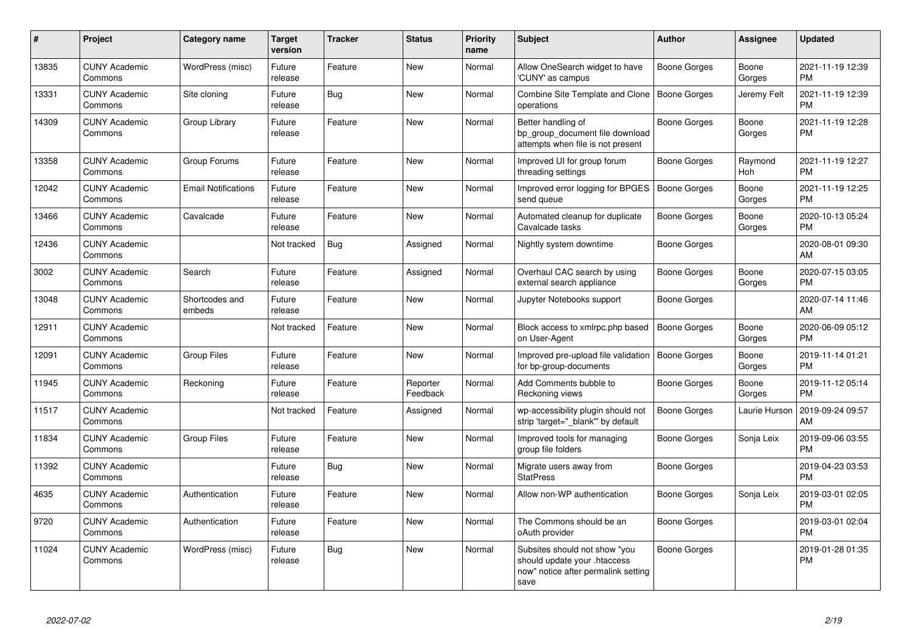| # | Project | Category name | Target version | Tracker | Status | Priority name | Subject | Author | Assignee | Updated |
|---|---|---|---|---|---|---|---|---|---|---|
| 13835 | CUNY Academic Commons | WordPress (misc) | Future release | Feature | New | Normal | Allow OneSearch widget to have 'CUNY' as campus | Boone Gorges | Boone Gorges | 2021-11-19 12:39 PM |
| 13331 | CUNY Academic Commons | Site cloning | Future release | Bug | New | Normal | Combine Site Template and Clone operations | Boone Gorges | Jeremy Felt | 2021-11-19 12:39 PM |
| 14309 | CUNY Academic Commons | Group Library | Future release | Feature | New | Normal | Better handling of bp_group_document file download attempts when file is not present | Boone Gorges | Boone Gorges | 2021-11-19 12:28 PM |
| 13358 | CUNY Academic Commons | Group Forums | Future release | Feature | New | Normal | Improved UI for group forum threading settings | Boone Gorges | Raymond Hoh | 2021-11-19 12:27 PM |
| 12042 | CUNY Academic Commons | Email Notifications | Future release | Feature | New | Normal | Improved error logging for BPGES send queue | Boone Gorges | Boone Gorges | 2021-11-19 12:25 PM |
| 13466 | CUNY Academic Commons | Cavalcade | Future release | Feature | New | Normal | Automated cleanup for duplicate Cavalcade tasks | Boone Gorges | Boone Gorges | 2020-10-13 05:24 PM |
| 12436 | CUNY Academic Commons | | Not tracked | Bug | Assigned | Normal | Nightly system downtime | Boone Gorges | | 2020-08-01 09:30 AM |
| 3002 | CUNY Academic Commons | Search | Future release | Feature | Assigned | Normal | Overhaul CAC search by using external search appliance | Boone Gorges | Boone Gorges | 2020-07-15 03:05 PM |
| 13048 | CUNY Academic Commons | Shortcodes and embeds | Future release | Feature | New | Normal | Jupyter Notebooks support | Boone Gorges | | 2020-07-14 11:46 AM |
| 12911 | CUNY Academic Commons | | Not tracked | Feature | New | Normal | Block access to xmlrpc.php based on User-Agent | Boone Gorges | Boone Gorges | 2020-06-09 05:12 PM |
| 12091 | CUNY Academic Commons | Group Files | Future release | Feature | New | Normal | Improved pre-upload file validation for bp-group-documents | Boone Gorges | Boone Gorges | 2019-11-14 01:21 PM |
| 11945 | CUNY Academic Commons | Reckoning | Future release | Feature | Reporter Feedback | Normal | Add Comments bubble to Reckoning views | Boone Gorges | Boone Gorges | 2019-11-12 05:14 PM |
| 11517 | CUNY Academic Commons | | Not tracked | Feature | Assigned | Normal | wp-accessibility plugin should not strip 'target="_blank"' by default | Boone Gorges | Laurie Hurson | 2019-09-24 09:57 AM |
| 11834 | CUNY Academic Commons | Group Files | Future release | Feature | New | Normal | Improved tools for managing group file folders | Boone Gorges | Sonja Leix | 2019-09-06 03:55 PM |
| 11392 | CUNY Academic Commons | | Future release | Bug | New | Normal | Migrate users away from StatPress | Boone Gorges | | 2019-04-23 03:53 PM |
| 4635 | CUNY Academic Commons | Authentication | Future release | Feature | New | Normal | Allow non-WP authentication | Boone Gorges | Sonja Leix | 2019-03-01 02:05 PM |
| 9720 | CUNY Academic Commons | Authentication | Future release | Feature | New | Normal | The Commons should be an oAuth provider | Boone Gorges | | 2019-03-01 02:04 PM |
| 11024 | CUNY Academic Commons | WordPress (misc) | Future release | Bug | New | Normal | Subsites should not show "you should update your .htaccess now" notice after permalink setting save | Boone Gorges | | 2019-01-28 01:35 PM |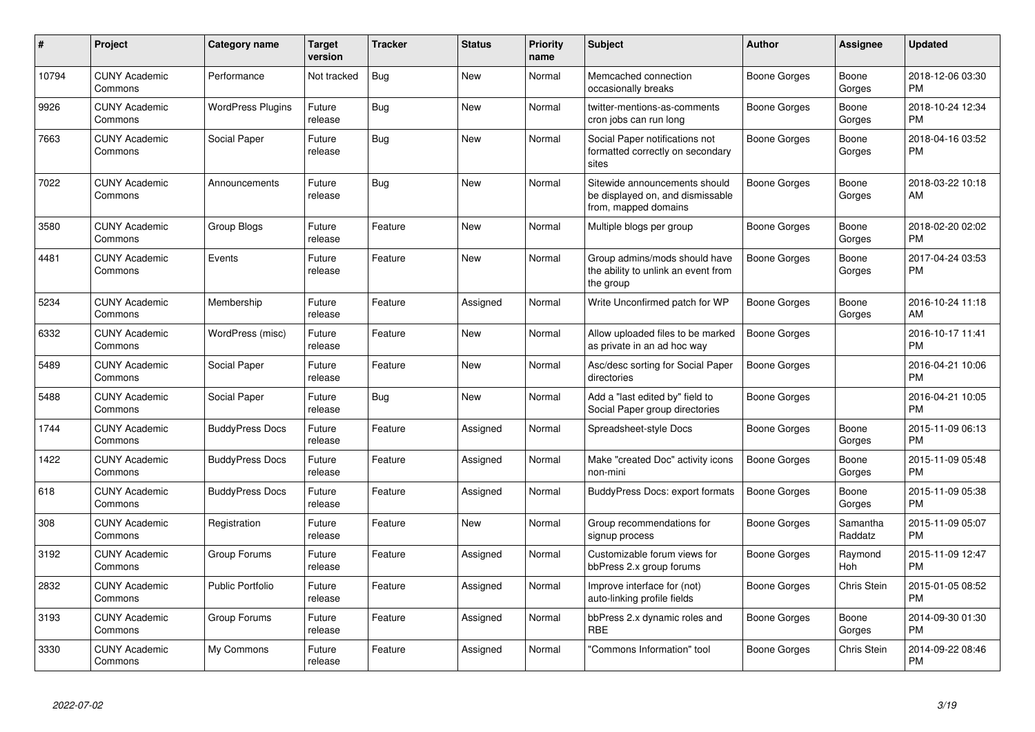| # | Project | Category name | Target version | Tracker | Status | Priority name | Subject | Author | Assignee | Updated |
|---|---|---|---|---|---|---|---|---|---|---|
| 10794 | CUNY Academic Commons | Performance | Not tracked | Bug | New | Normal | Memcached connection occasionally breaks | Boone Gorges | Boone Gorges | 2018-12-06 03:30 PM |
| 9926 | CUNY Academic Commons | WordPress Plugins | Future release | Bug | New | Normal | twitter-mentions-as-comments cron jobs can run long | Boone Gorges | Boone Gorges | 2018-10-24 12:34 PM |
| 7663 | CUNY Academic Commons | Social Paper | Future release | Bug | New | Normal | Social Paper notifications not formatted correctly on secondary sites | Boone Gorges | Boone Gorges | 2018-04-16 03:52 PM |
| 7022 | CUNY Academic Commons | Announcements | Future release | Bug | New | Normal | Sitewide announcements should be displayed on, and dismissable from, mapped domains | Boone Gorges | Boone Gorges | 2018-03-22 10:18 AM |
| 3580 | CUNY Academic Commons | Group Blogs | Future release | Feature | New | Normal | Multiple blogs per group | Boone Gorges | Boone Gorges | 2018-02-20 02:02 PM |
| 4481 | CUNY Academic Commons | Events | Future release | Feature | New | Normal | Group admins/mods should have the ability to unlink an event from the group | Boone Gorges | Boone Gorges | 2017-04-24 03:53 PM |
| 5234 | CUNY Academic Commons | Membership | Future release | Feature | Assigned | Normal | Write Unconfirmed patch for WP | Boone Gorges | Boone Gorges | 2016-10-24 11:18 AM |
| 6332 | CUNY Academic Commons | WordPress (misc) | Future release | Feature | New | Normal | Allow uploaded files to be marked as private in an ad hoc way | Boone Gorges | | 2016-10-17 11:41 PM |
| 5489 | CUNY Academic Commons | Social Paper | Future release | Feature | New | Normal | Asc/desc sorting for Social Paper directories | Boone Gorges | | 2016-04-21 10:06 PM |
| 5488 | CUNY Academic Commons | Social Paper | Future release | Bug | New | Normal | Add a "last edited by" field to Social Paper group directories | Boone Gorges | | 2016-04-21 10:05 PM |
| 1744 | CUNY Academic Commons | BuddyPress Docs | Future release | Feature | Assigned | Normal | Spreadsheet-style Docs | Boone Gorges | Boone Gorges | 2015-11-09 06:13 PM |
| 1422 | CUNY Academic Commons | BuddyPress Docs | Future release | Feature | Assigned | Normal | Make "created Doc" activity icons non-mini | Boone Gorges | Boone Gorges | 2015-11-09 05:48 PM |
| 618 | CUNY Academic Commons | BuddyPress Docs | Future release | Feature | Assigned | Normal | BuddyPress Docs: export formats | Boone Gorges | Boone Gorges | 2015-11-09 05:38 PM |
| 308 | CUNY Academic Commons | Registration | Future release | Feature | New | Normal | Group recommendations for signup process | Boone Gorges | Samantha Raddatz | 2015-11-09 05:07 PM |
| 3192 | CUNY Academic Commons | Group Forums | Future release | Feature | Assigned | Normal | Customizable forum views for bbPress 2.x group forums | Boone Gorges | Raymond Hoh | 2015-11-09 12:47 PM |
| 2832 | CUNY Academic Commons | Public Portfolio | Future release | Feature | Assigned | Normal | Improve interface for (not) auto-linking profile fields | Boone Gorges | Chris Stein | 2015-01-05 08:52 PM |
| 3193 | CUNY Academic Commons | Group Forums | Future release | Feature | Assigned | Normal | bbPress 2.x dynamic roles and RBE | Boone Gorges | Boone Gorges | 2014-09-30 01:30 PM |
| 3330 | CUNY Academic Commons | My Commons | Future release | Feature | Assigned | Normal | "Commons Information" tool | Boone Gorges | Chris Stein | 2014-09-22 08:46 PM |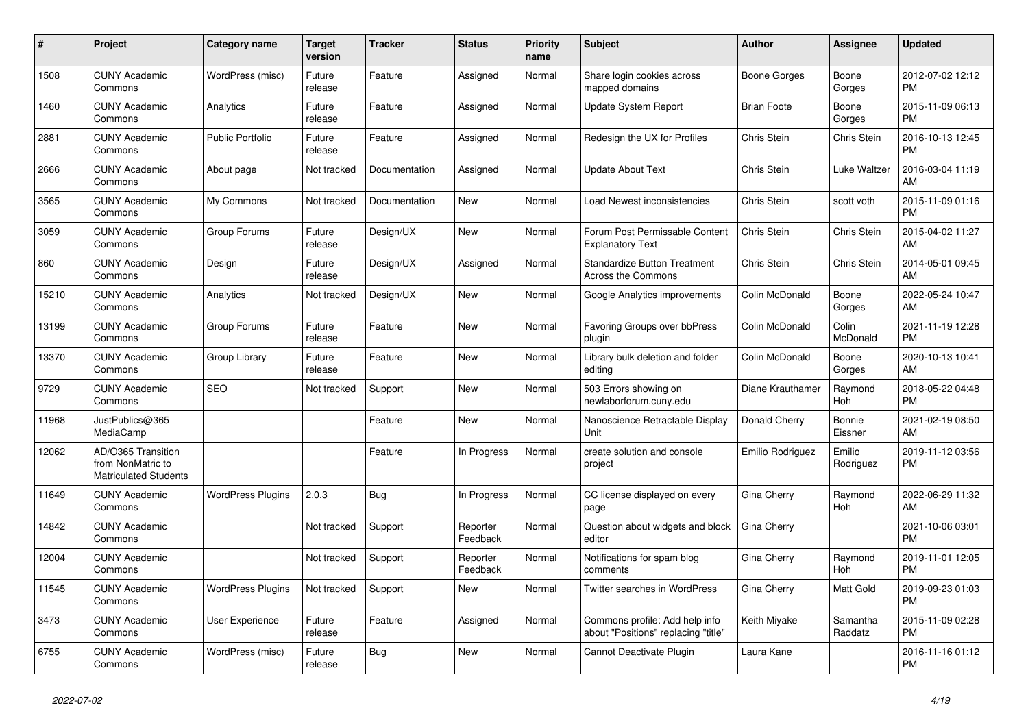| # | Project | Category name | Target version | Tracker | Status | Priority name | Subject | Author | Assignee | Updated |
|---|---|---|---|---|---|---|---|---|---|---|
| 1508 | CUNY Academic Commons | WordPress (misc) | Future release | Feature | Assigned | Normal | Share login cookies across mapped domains | Boone Gorges | Boone Gorges | 2012-07-02 12:12 PM |
| 1460 | CUNY Academic Commons | Analytics | Future release | Feature | Assigned | Normal | Update System Report | Brian Foote | Boone Gorges | 2015-11-09 06:13 PM |
| 2881 | CUNY Academic Commons | Public Portfolio | Future release | Feature | Assigned | Normal | Redesign the UX for Profiles | Chris Stein | Chris Stein | 2016-10-13 12:45 PM |
| 2666 | CUNY Academic Commons | About page | Not tracked | Documentation | Assigned | Normal | Update About Text | Chris Stein | Luke Waltzer | 2016-03-04 11:19 AM |
| 3565 | CUNY Academic Commons | My Commons | Not tracked | Documentation | New | Normal | Load Newest inconsistencies | Chris Stein | scott voth | 2015-11-09 01:16 PM |
| 3059 | CUNY Academic Commons | Group Forums | Future release | Design/UX | New | Normal | Forum Post Permissable Content Explanatory Text | Chris Stein | Chris Stein | 2015-04-02 11:27 AM |
| 860 | CUNY Academic Commons | Design | Future release | Design/UX | Assigned | Normal | Standardize Button Treatment Across the Commons | Chris Stein | Chris Stein | 2014-05-01 09:45 AM |
| 15210 | CUNY Academic Commons | Analytics | Not tracked | Design/UX | New | Normal | Google Analytics improvements | Colin McDonald | Boone Gorges | 2022-05-24 10:47 AM |
| 13199 | CUNY Academic Commons | Group Forums | Future release | Feature | New | Normal | Favoring Groups over bbPress plugin | Colin McDonald | Colin McDonald | 2021-11-19 12:28 PM |
| 13370 | CUNY Academic Commons | Group Library | Future release | Feature | New | Normal | Library bulk deletion and folder editing | Colin McDonald | Boone Gorges | 2020-10-13 10:41 AM |
| 9729 | CUNY Academic Commons | SEO | Not tracked | Support | New | Normal | 503 Errors showing on newlaborforum.cuny.edu | Diane Krauthamer | Raymond Hoh | 2018-05-22 04:48 PM |
| 11968 | JustPublics@365 MediaCamp | | | Feature | New | Normal | Nanoscience Retractable Display Unit | Donald Cherry | Bonnie Eissner | 2021-02-19 08:50 AM |
| 12062 | AD/O365 Transition from NonMatric to Matriculated Students | | | Feature | In Progress | Normal | create solution and console project | Emilio Rodriguez | Emilio Rodriguez | 2019-11-12 03:56 PM |
| 11649 | CUNY Academic Commons | WordPress Plugins | 2.0.3 | Bug | In Progress | Normal | CC license displayed on every page | Gina Cherry | Raymond Hoh | 2022-06-29 11:32 AM |
| 14842 | CUNY Academic Commons | | Not tracked | Support | Reporter Feedback | Normal | Question about widgets and block editor | Gina Cherry | | 2021-10-06 03:01 PM |
| 12004 | CUNY Academic Commons | | Not tracked | Support | Reporter Feedback | Normal | Notifications for spam blog comments | Gina Cherry | Raymond Hoh | 2019-11-01 12:05 PM |
| 11545 | CUNY Academic Commons | WordPress Plugins | Not tracked | Support | New | Normal | Twitter searches in WordPress | Gina Cherry | Matt Gold | 2019-09-23 01:03 PM |
| 3473 | CUNY Academic Commons | User Experience | Future release | Feature | Assigned | Normal | Commons profile: Add help info about "Positions" replacing "title" | Keith Miyake | Samantha Raddatz | 2015-11-09 02:28 PM |
| 6755 | CUNY Academic Commons | WordPress (misc) | Future release | Bug | New | Normal | Cannot Deactivate Plugin | Laura Kane | | 2016-11-16 01:12 PM |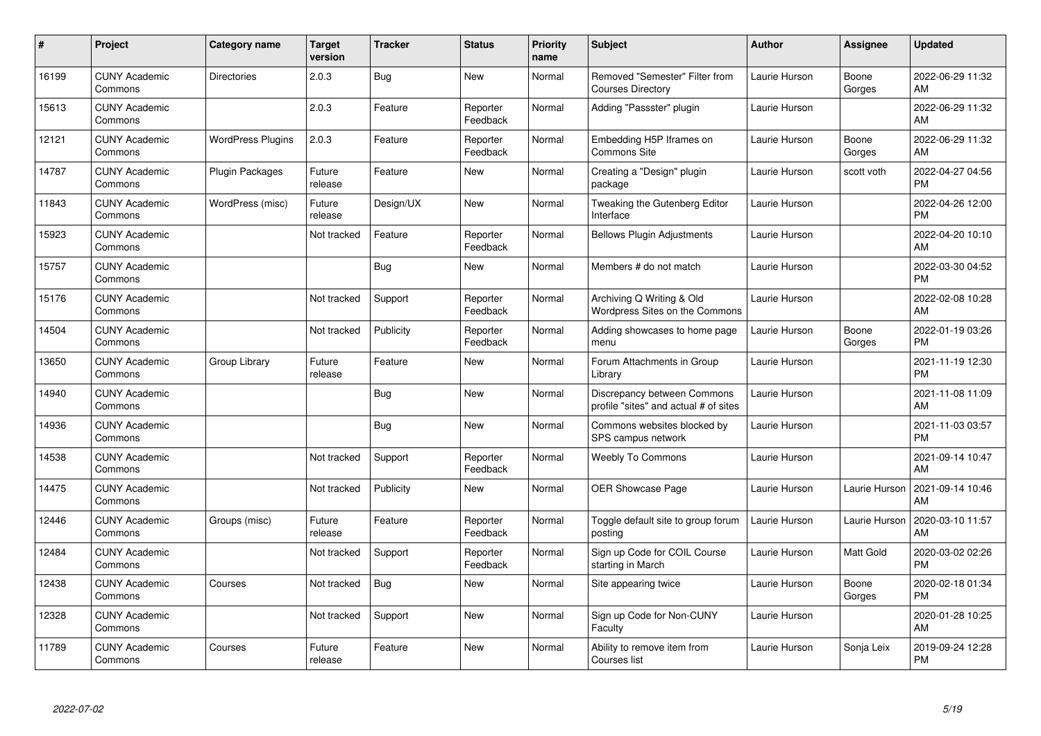| # | Project | Category name | Target version | Tracker | Status | Priority name | Subject | Author | Assignee | Updated |
|---|---|---|---|---|---|---|---|---|---|---|
| 16199 | CUNY Academic Commons | Directories | 2.0.3 | Bug | New | Normal | Removed "Semester" Filter from Courses Directory | Laurie Hurson | Boone Gorges | 2022-06-29 11:32 AM |
| 15613 | CUNY Academic Commons | | 2.0.3 | Feature | Reporter Feedback | Normal | Adding "Passster" plugin | Laurie Hurson | | 2022-06-29 11:32 AM |
| 12121 | CUNY Academic Commons | WordPress Plugins | 2.0.3 | Feature | Reporter Feedback | Normal | Embedding H5P Iframes on Commons Site | Laurie Hurson | Boone Gorges | 2022-06-29 11:32 AM |
| 14787 | CUNY Academic Commons | Plugin Packages | Future release | Feature | New | Normal | Creating a "Design" plugin package | Laurie Hurson | scott voth | 2022-04-27 04:56 PM |
| 11843 | CUNY Academic Commons | WordPress (misc) | Future release | Design/UX | New | Normal | Tweaking the Gutenberg Editor Interface | Laurie Hurson | | 2022-04-26 12:00 PM |
| 15923 | CUNY Academic Commons | | Not tracked | Feature | Reporter Feedback | Normal | Bellows Plugin Adjustments | Laurie Hurson | | 2022-04-20 10:10 AM |
| 15757 | CUNY Academic Commons | | | Bug | New | Normal | Members # do not match | Laurie Hurson | | 2022-03-30 04:52 PM |
| 15176 | CUNY Academic Commons | | Not tracked | Support | Reporter Feedback | Normal | Archiving Q Writing & Old Wordpress Sites on the Commons | Laurie Hurson | | 2022-02-08 10:28 AM |
| 14504 | CUNY Academic Commons | | Not tracked | Publicity | Reporter Feedback | Normal | Adding showcases to home page menu | Laurie Hurson | Boone Gorges | 2022-01-19 03:26 PM |
| 13650 | CUNY Academic Commons | Group Library | Future release | Feature | New | Normal | Forum Attachments in Group Library | Laurie Hurson | | 2021-11-19 12:30 PM |
| 14940 | CUNY Academic Commons | | | Bug | New | Normal | Discrepancy between Commons profile "sites" and actual # of sites | Laurie Hurson | | 2021-11-08 11:09 AM |
| 14936 | CUNY Academic Commons | | | Bug | New | Normal | Commons websites blocked by SPS campus network | Laurie Hurson | | 2021-11-03 03:57 PM |
| 14538 | CUNY Academic Commons | | Not tracked | Support | Reporter Feedback | Normal | Weebly To Commons | Laurie Hurson | | 2021-09-14 10:47 AM |
| 14475 | CUNY Academic Commons | | Not tracked | Publicity | New | Normal | OER Showcase Page | Laurie Hurson | Laurie Hurson | 2021-09-14 10:46 AM |
| 12446 | CUNY Academic Commons | Groups (misc) | Future release | Feature | Reporter Feedback | Normal | Toggle default site to group forum posting | Laurie Hurson | Laurie Hurson | 2020-03-10 11:57 AM |
| 12484 | CUNY Academic Commons | | Not tracked | Support | Reporter Feedback | Normal | Sign up Code for COIL Course starting in March | Laurie Hurson | Matt Gold | 2020-03-02 02:26 PM |
| 12438 | CUNY Academic Commons | Courses | Not tracked | Bug | New | Normal | Site appearing twice | Laurie Hurson | Boone Gorges | 2020-02-18 01:34 PM |
| 12328 | CUNY Academic Commons | | Not tracked | Support | New | Normal | Sign up Code for Non-CUNY Faculty | Laurie Hurson | | 2020-01-28 10:25 AM |
| 11789 | CUNY Academic Commons | Courses | Future release | Feature | New | Normal | Ability to remove item from Courses list | Laurie Hurson | Sonja Leix | 2019-09-24 12:28 PM |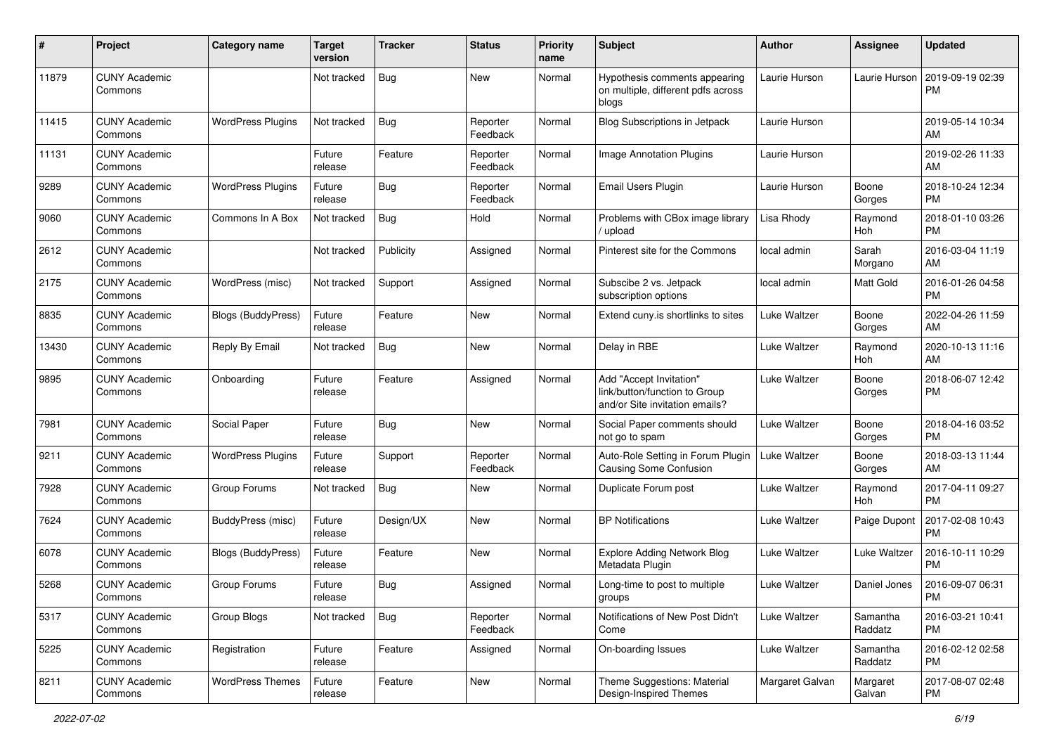| # | Project | Category name | Target version | Tracker | Status | Priority name | Subject | Author | Assignee | Updated |
|---|---|---|---|---|---|---|---|---|---|---|
| 11879 | CUNY Academic Commons | | Not tracked | Bug | New | Normal | Hypothesis comments appearing on multiple, different pdfs across blogs | Laurie Hurson | Laurie Hurson | 2019-09-19 02:39 PM |
| 11415 | CUNY Academic Commons | WordPress Plugins | Not tracked | Bug | Reporter Feedback | Normal | Blog Subscriptions in Jetpack | Laurie Hurson | | 2019-05-14 10:34 AM |
| 11131 | CUNY Academic Commons | | Future release | Feature | Reporter Feedback | Normal | Image Annotation Plugins | Laurie Hurson | | 2019-02-26 11:33 AM |
| 9289 | CUNY Academic Commons | WordPress Plugins | Future release | Bug | Reporter Feedback | Normal | Email Users Plugin | Laurie Hurson | Boone Gorges | 2018-10-24 12:34 PM |
| 9060 | CUNY Academic Commons | Commons In A Box | Not tracked | Bug | Hold | Normal | Problems with CBox image library / upload | Lisa Rhody | Raymond Hoh | 2018-01-10 03:26 PM |
| 2612 | CUNY Academic Commons | | Not tracked | Publicity | Assigned | Normal | Pinterest site for the Commons | local admin | Sarah Morgano | 2016-03-04 11:19 AM |
| 2175 | CUNY Academic Commons | WordPress (misc) | Not tracked | Support | Assigned | Normal | Subscibe 2 vs. Jetpack subscription options | local admin | Matt Gold | 2016-01-26 04:58 PM |
| 8835 | CUNY Academic Commons | Blogs (BuddyPress) | Future release | Feature | New | Normal | Extend cuny.is shortlinks to sites | Luke Waltzer | Boone Gorges | 2022-04-26 11:59 AM |
| 13430 | CUNY Academic Commons | Reply By Email | Not tracked | Bug | New | Normal | Delay in RBE | Luke Waltzer | Raymond Hoh | 2020-10-13 11:16 AM |
| 9895 | CUNY Academic Commons | Onboarding | Future release | Feature | Assigned | Normal | Add "Accept Invitation" link/button/function to Group and/or Site invitation emails? | Luke Waltzer | Boone Gorges | 2018-06-07 12:42 PM |
| 7981 | CUNY Academic Commons | Social Paper | Future release | Bug | New | Normal | Social Paper comments should not go to spam | Luke Waltzer | Boone Gorges | 2018-04-16 03:52 PM |
| 9211 | CUNY Academic Commons | WordPress Plugins | Future release | Support | Reporter Feedback | Normal | Auto-Role Setting in Forum Plugin Causing Some Confusion | Luke Waltzer | Boone Gorges | 2018-03-13 11:44 AM |
| 7928 | CUNY Academic Commons | Group Forums | Not tracked | Bug | New | Normal | Duplicate Forum post | Luke Waltzer | Raymond Hoh | 2017-04-11 09:27 PM |
| 7624 | CUNY Academic Commons | BuddyPress (misc) | Future release | Design/UX | New | Normal | BP Notifications | Luke Waltzer | Paige Dupont | 2017-02-08 10:43 PM |
| 6078 | CUNY Academic Commons | Blogs (BuddyPress) | Future release | Feature | New | Normal | Explore Adding Network Blog Metadata Plugin | Luke Waltzer | Luke Waltzer | 2016-10-11 10:29 PM |
| 5268 | CUNY Academic Commons | Group Forums | Future release | Bug | Assigned | Normal | Long-time to post to multiple groups | Luke Waltzer | Daniel Jones | 2016-09-07 06:31 PM |
| 5317 | CUNY Academic Commons | Group Blogs | Not tracked | Bug | Reporter Feedback | Normal | Notifications of New Post Didn't Come | Luke Waltzer | Samantha Raddatz | 2016-03-21 10:41 PM |
| 5225 | CUNY Academic Commons | Registration | Future release | Feature | Assigned | Normal | On-boarding Issues | Luke Waltzer | Samantha Raddatz | 2016-02-12 02:58 PM |
| 8211 | CUNY Academic Commons | WordPress Themes | Future release | Feature | New | Normal | Theme Suggestions: Material Design-Inspired Themes | Margaret Galvan | Margaret Galvan | 2017-08-07 02:48 PM |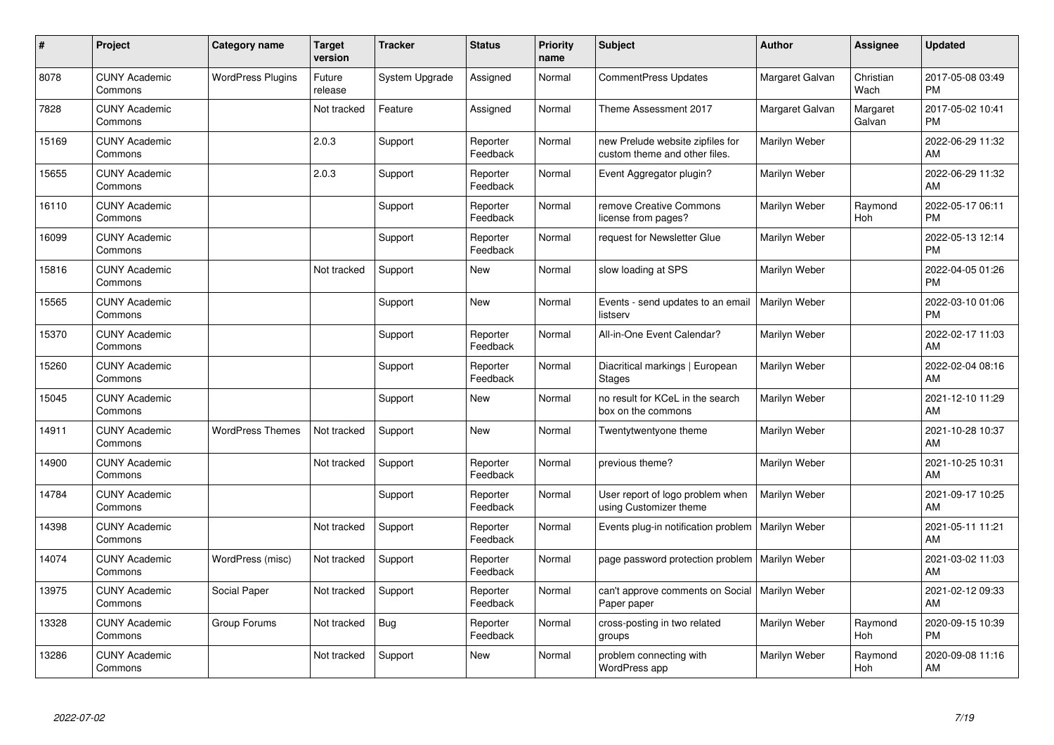| # | Project | Category name | Target version | Tracker | Status | Priority name | Subject | Author | Assignee | Updated |
|---|---|---|---|---|---|---|---|---|---|---|
| 8078 | CUNY Academic Commons | WordPress Plugins | Future release | System Upgrade | Assigned | Normal | CommentPress Updates | Margaret Galvan | Christian Wach | 2017-05-08 03:49 PM |
| 7828 | CUNY Academic Commons | | Not tracked | Feature | Assigned | Normal | Theme Assessment 2017 | Margaret Galvan | Margaret Galvan | 2017-05-02 10:41 PM |
| 15169 | CUNY Academic Commons | | 2.0.3 | Support | Reporter Feedback | Normal | new Prelude website zipfiles for custom theme and other files. | Marilyn Weber | | 2022-06-29 11:32 AM |
| 15655 | CUNY Academic Commons | | 2.0.3 | Support | Reporter Feedback | Normal | Event Aggregator plugin? | Marilyn Weber | | 2022-06-29 11:32 AM |
| 16110 | CUNY Academic Commons | | | Support | Reporter Feedback | Normal | remove Creative Commons license from pages? | Marilyn Weber | Raymond Hoh | 2022-05-17 06:11 PM |
| 16099 | CUNY Academic Commons | | | Support | Reporter Feedback | Normal | request for Newsletter Glue | Marilyn Weber | | 2022-05-13 12:14 PM |
| 15816 | CUNY Academic Commons | | Not tracked | Support | New | Normal | slow loading at SPS | Marilyn Weber | | 2022-04-05 01:26 PM |
| 15565 | CUNY Academic Commons | | | Support | New | Normal | Events - send updates to an email listserv | Marilyn Weber | | 2022-03-10 01:06 PM |
| 15370 | CUNY Academic Commons | | | Support | Reporter Feedback | Normal | All-in-One Event Calendar? | Marilyn Weber | | 2022-02-17 11:03 AM |
| 15260 | CUNY Academic Commons | | | Support | Reporter Feedback | Normal | Diacritical markings \| European Stages | Marilyn Weber | | 2022-02-04 08:16 AM |
| 15045 | CUNY Academic Commons | | | Support | New | Normal | no result for KCeL in the search box on the commons | Marilyn Weber | | 2021-12-10 11:29 AM |
| 14911 | CUNY Academic Commons | WordPress Themes | Not tracked | Support | New | Normal | Twentytwentyone theme | Marilyn Weber | | 2021-10-28 10:37 AM |
| 14900 | CUNY Academic Commons | | Not tracked | Support | Reporter Feedback | Normal | previous theme? | Marilyn Weber | | 2021-10-25 10:31 AM |
| 14784 | CUNY Academic Commons | | | Support | Reporter Feedback | Normal | User report of logo problem when using Customizer theme | Marilyn Weber | | 2021-09-17 10:25 AM |
| 14398 | CUNY Academic Commons | | Not tracked | Support | Reporter Feedback | Normal | Events plug-in notification problem | Marilyn Weber | | 2021-05-11 11:21 AM |
| 14074 | CUNY Academic Commons | WordPress (misc) | Not tracked | Support | Reporter Feedback | Normal | page password protection problem | Marilyn Weber | | 2021-03-02 11:03 AM |
| 13975 | CUNY Academic Commons | Social Paper | Not tracked | Support | Reporter Feedback | Normal | can't approve comments on Social Paper paper | Marilyn Weber | | 2021-02-12 09:33 AM |
| 13328 | CUNY Academic Commons | Group Forums | Not tracked | Bug | Reporter Feedback | Normal | cross-posting in two related groups | Marilyn Weber | Raymond Hoh | 2020-09-15 10:39 PM |
| 13286 | CUNY Academic Commons | | Not tracked | Support | New | Normal | problem connecting with WordPress app | Marilyn Weber | Raymond Hoh | 2020-09-08 11:16 AM |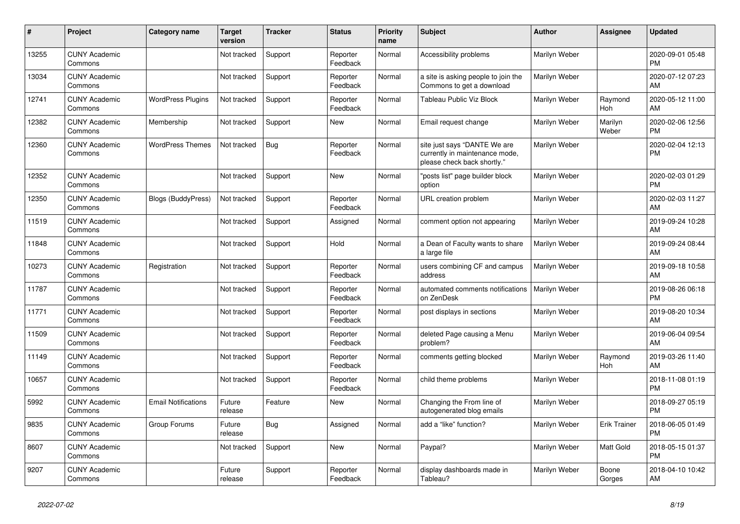| # | Project | Category name | Target version | Tracker | Status | Priority name | Subject | Author | Assignee | Updated |
|---|---|---|---|---|---|---|---|---|---|---|
| 13255 | CUNY Academic Commons | | Not tracked | Support | Reporter Feedback | Normal | Accessibility problems | Marilyn Weber | | 2020-09-01 05:48 PM |
| 13034 | CUNY Academic Commons | | Not tracked | Support | Reporter Feedback | Normal | a site is asking people to join the Commons to get a download | Marilyn Weber | | 2020-07-12 07:23 AM |
| 12741 | CUNY Academic Commons | WordPress Plugins | Not tracked | Support | Reporter Feedback | Normal | Tableau Public Viz Block | Marilyn Weber | Raymond Hoh | 2020-05-12 11:00 AM |
| 12382 | CUNY Academic Commons | Membership | Not tracked | Support | New | Normal | Email request change | Marilyn Weber | Marilyn Weber | 2020-02-06 12:56 PM |
| 12360 | CUNY Academic Commons | WordPress Themes | Not tracked | Bug | Reporter Feedback | Normal | site just says "DANTE We are currently in maintenance mode, please check back shortly." | Marilyn Weber | | 2020-02-04 12:13 PM |
| 12352 | CUNY Academic Commons | | Not tracked | Support | New | Normal | "posts list" page builder block option | Marilyn Weber | | 2020-02-03 01:29 PM |
| 12350 | CUNY Academic Commons | Blogs (BuddyPress) | Not tracked | Support | Reporter Feedback | Normal | URL creation problem | Marilyn Weber | | 2020-02-03 11:27 AM |
| 11519 | CUNY Academic Commons | | Not tracked | Support | Assigned | Normal | comment option not appearing | Marilyn Weber | | 2019-09-24 10:28 AM |
| 11848 | CUNY Academic Commons | | Not tracked | Support | Hold | Normal | a Dean of Faculty wants to share a large file | Marilyn Weber | | 2019-09-24 08:44 AM |
| 10273 | CUNY Academic Commons | Registration | Not tracked | Support | Reporter Feedback | Normal | users combining CF and campus address | Marilyn Weber | | 2019-09-18 10:58 AM |
| 11787 | CUNY Academic Commons | | Not tracked | Support | Reporter Feedback | Normal | automated comments notifications on ZenDesk | Marilyn Weber | | 2019-08-26 06:18 PM |
| 11771 | CUNY Academic Commons | | Not tracked | Support | Reporter Feedback | Normal | post displays in sections | Marilyn Weber | | 2019-08-20 10:34 AM |
| 11509 | CUNY Academic Commons | | Not tracked | Support | Reporter Feedback | Normal | deleted Page causing a Menu problem? | Marilyn Weber | | 2019-06-04 09:54 AM |
| 11149 | CUNY Academic Commons | | Not tracked | Support | Reporter Feedback | Normal | comments getting blocked | Marilyn Weber | Raymond Hoh | 2019-03-26 11:40 AM |
| 10657 | CUNY Academic Commons | | Not tracked | Support | Reporter Feedback | Normal | child theme problems | Marilyn Weber | | 2018-11-08 01:19 PM |
| 5992 | CUNY Academic Commons | Email Notifications | Future release | Feature | New | Normal | Changing the From line of autogenerated blog emails | Marilyn Weber | | 2018-09-27 05:19 PM |
| 9835 | CUNY Academic Commons | Group Forums | Future release | Bug | Assigned | Normal | add a "like" function? | Marilyn Weber | Erik Trainer | 2018-06-05 01:49 PM |
| 8607 | CUNY Academic Commons | | Not tracked | Support | New | Normal | Paypal? | Marilyn Weber | Matt Gold | 2018-05-15 01:37 PM |
| 9207 | CUNY Academic Commons | | Future release | Support | Reporter Feedback | Normal | display dashboards made in Tableau? | Marilyn Weber | Boone Gorges | 2018-04-10 10:42 AM |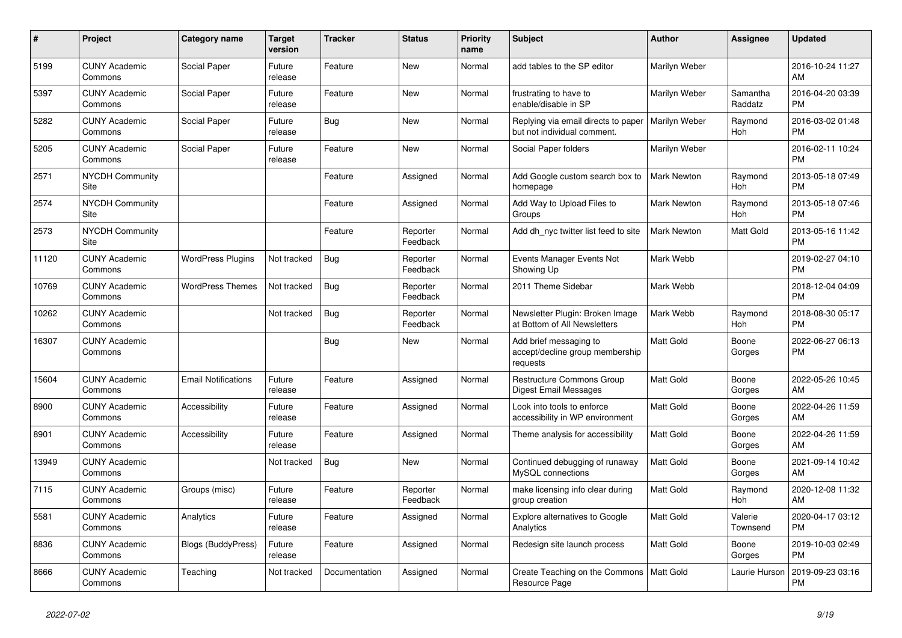| # | Project | Category name | Target version | Tracker | Status | Priority name | Subject | Author | Assignee | Updated |
|---|---|---|---|---|---|---|---|---|---|---|
| 5199 | CUNY Academic Commons | Social Paper | Future release | Feature | New | Normal | add tables to the SP editor | Marilyn Weber | | 2016-10-24 11:27 AM |
| 5397 | CUNY Academic Commons | Social Paper | Future release | Feature | New | Normal | frustrating to have to enable/disable in SP | Marilyn Weber | Samantha Raddatz | 2016-04-20 03:39 PM |
| 5282 | CUNY Academic Commons | Social Paper | Future release | Bug | New | Normal | Replying via email directs to paper but not individual comment. | Marilyn Weber | Raymond Hoh | 2016-03-02 01:48 PM |
| 5205 | CUNY Academic Commons | Social Paper | Future release | Feature | New | Normal | Social Paper folders | Marilyn Weber | | 2016-02-11 10:24 PM |
| 2571 | NYCDH Community Site | | | Feature | Assigned | Normal | Add Google custom search box to homepage | Mark Newton | Raymond Hoh | 2013-05-18 07:49 PM |
| 2574 | NYCDH Community Site | | | Feature | Assigned | Normal | Add Way to Upload Files to Groups | Mark Newton | Raymond Hoh | 2013-05-18 07:46 PM |
| 2573 | NYCDH Community Site | | | Feature | Reporter Feedback | Normal | Add dh_nyc twitter list feed to site | Mark Newton | Matt Gold | 2013-05-16 11:42 PM |
| 11120 | CUNY Academic Commons | WordPress Plugins | Not tracked | Bug | Reporter Feedback | Normal | Events Manager Events Not Showing Up | Mark Webb | | 2019-02-27 04:10 PM |
| 10769 | CUNY Academic Commons | WordPress Themes | Not tracked | Bug | Reporter Feedback | Normal | 2011 Theme Sidebar | Mark Webb | | 2018-12-04 04:09 PM |
| 10262 | CUNY Academic Commons | | Not tracked | Bug | Reporter Feedback | Normal | Newsletter Plugin: Broken Image at Bottom of All Newsletters | Mark Webb | Raymond Hoh | 2018-08-30 05:17 PM |
| 16307 | CUNY Academic Commons | | | Bug | New | Normal | Add brief messaging to accept/decline group membership requests | Matt Gold | Boone Gorges | 2022-06-27 06:13 PM |
| 15604 | CUNY Academic Commons | Email Notifications | Future release | Feature | Assigned | Normal | Restructure Commons Group Digest Email Messages | Matt Gold | Boone Gorges | 2022-05-26 10:45 AM |
| 8900 | CUNY Academic Commons | Accessibility | Future release | Feature | Assigned | Normal | Look into tools to enforce accessibility in WP environment | Matt Gold | Boone Gorges | 2022-04-26 11:59 AM |
| 8901 | CUNY Academic Commons | Accessibility | Future release | Feature | Assigned | Normal | Theme analysis for accessibility | Matt Gold | Boone Gorges | 2022-04-26 11:59 AM |
| 13949 | CUNY Academic Commons | | Not tracked | Bug | New | Normal | Continued debugging of runaway MySQL connections | Matt Gold | Boone Gorges | 2021-09-14 10:42 AM |
| 7115 | CUNY Academic Commons | Groups (misc) | Future release | Feature | Reporter Feedback | Normal | make licensing info clear during group creation | Matt Gold | Raymond Hoh | 2020-12-08 11:32 AM |
| 5581 | CUNY Academic Commons | Analytics | Future release | Feature | Assigned | Normal | Explore alternatives to Google Analytics | Matt Gold | Valerie Townsend | 2020-04-17 03:12 PM |
| 8836 | CUNY Academic Commons | Blogs (BuddyPress) | Future release | Feature | Assigned | Normal | Redesign site launch process | Matt Gold | Boone Gorges | 2019-10-03 02:49 PM |
| 8666 | CUNY Academic Commons | Teaching | Not tracked | Documentation | Assigned | Normal | Create Teaching on the Commons Resource Page | Matt Gold | Laurie Hurson | 2019-09-23 03:16 PM |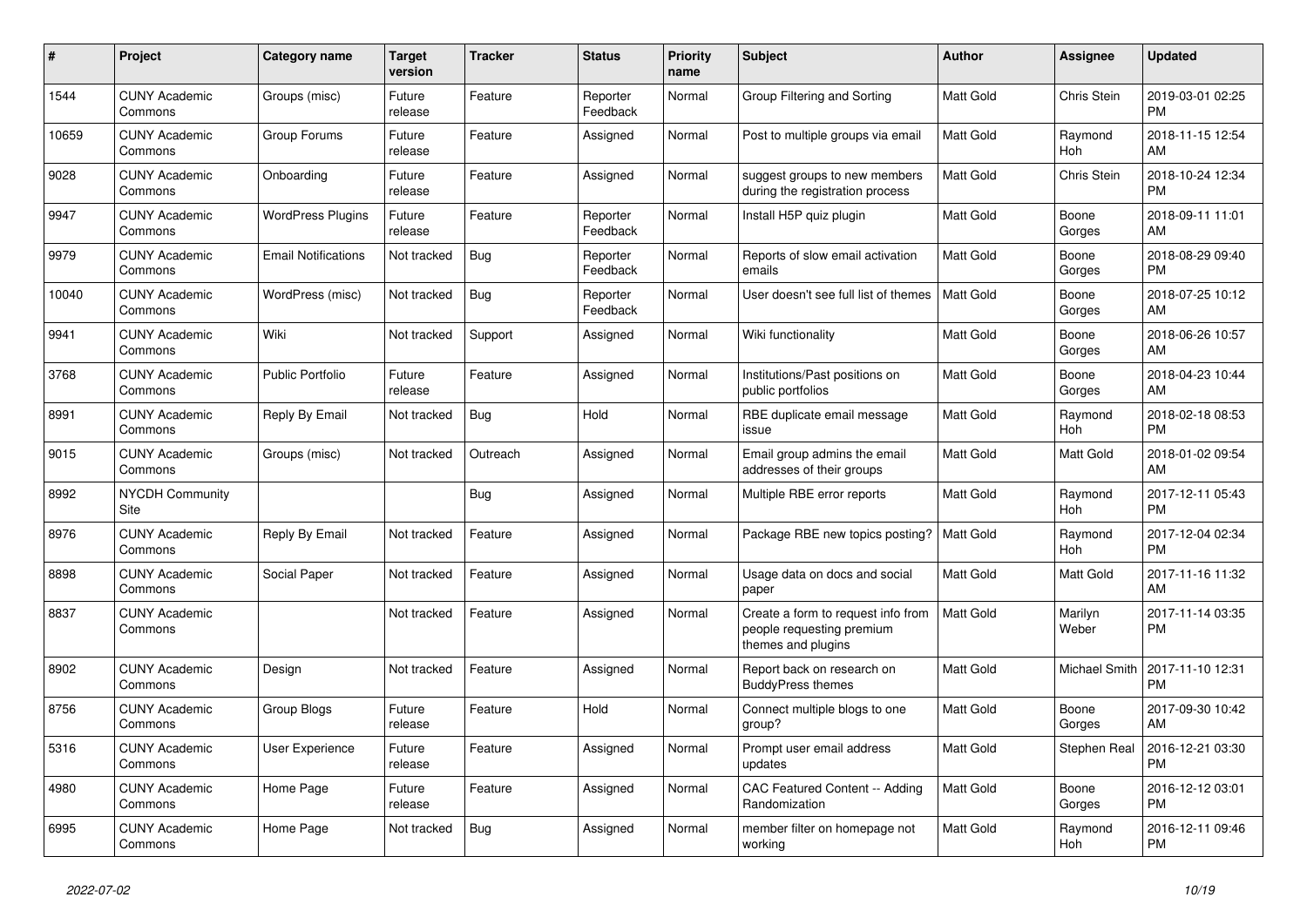| # | Project | Category name | Target version | Tracker | Status | Priority name | Subject | Author | Assignee | Updated |
|---|---|---|---|---|---|---|---|---|---|---|
| 1544 | CUNY Academic Commons | Groups (misc) | Future release | Feature | Reporter Feedback | Normal | Group Filtering and Sorting | Matt Gold | Chris Stein | 2019-03-01 02:25 PM |
| 10659 | CUNY Academic Commons | Group Forums | Future release | Feature | Assigned | Normal | Post to multiple groups via email | Matt Gold | Raymond Hoh | 2018-11-15 12:54 AM |
| 9028 | CUNY Academic Commons | Onboarding | Future release | Feature | Assigned | Normal | suggest groups to new members during the registration process | Matt Gold | Chris Stein | 2018-10-24 12:34 PM |
| 9947 | CUNY Academic Commons | WordPress Plugins | Future release | Feature | Reporter Feedback | Normal | Install H5P quiz plugin | Matt Gold | Boone Gorges | 2018-09-11 11:01 AM |
| 9979 | CUNY Academic Commons | Email Notifications | Not tracked | Bug | Reporter Feedback | Normal | Reports of slow email activation emails | Matt Gold | Boone Gorges | 2018-08-29 09:40 PM |
| 10040 | CUNY Academic Commons | WordPress (misc) | Not tracked | Bug | Reporter Feedback | Normal | User doesn't see full list of themes | Matt Gold | Boone Gorges | 2018-07-25 10:12 AM |
| 9941 | CUNY Academic Commons | Wiki | Not tracked | Support | Assigned | Normal | Wiki functionality | Matt Gold | Boone Gorges | 2018-06-26 10:57 AM |
| 3768 | CUNY Academic Commons | Public Portfolio | Future release | Feature | Assigned | Normal | Institutions/Past positions on public portfolios | Matt Gold | Boone Gorges | 2018-04-23 10:44 AM |
| 8991 | CUNY Academic Commons | Reply By Email | Not tracked | Bug | Hold | Normal | RBE duplicate email message issue | Matt Gold | Raymond Hoh | 2018-02-18 08:53 PM |
| 9015 | CUNY Academic Commons | Groups (misc) | Not tracked | Outreach | Assigned | Normal | Email group admins the email addresses of their groups | Matt Gold | Matt Gold | 2018-01-02 09:54 AM |
| 8992 | NYCDH Community Site | | | Bug | Assigned | Normal | Multiple RBE error reports | Matt Gold | Raymond Hoh | 2017-12-11 05:43 PM |
| 8976 | CUNY Academic Commons | Reply By Email | Not tracked | Feature | Assigned | Normal | Package RBE new topics posting? | Matt Gold | Raymond Hoh | 2017-12-04 02:34 PM |
| 8898 | CUNY Academic Commons | Social Paper | Not tracked | Feature | Assigned | Normal | Usage data on docs and social paper | Matt Gold | Matt Gold | 2017-11-16 11:32 AM |
| 8837 | CUNY Academic Commons | | Not tracked | Feature | Assigned | Normal | Create a form to request info from people requesting premium themes and plugins | Matt Gold | Marilyn Weber | 2017-11-14 03:35 PM |
| 8902 | CUNY Academic Commons | Design | Not tracked | Feature | Assigned | Normal | Report back on research on BuddyPress themes | Matt Gold | Michael Smith | 2017-11-10 12:31 PM |
| 8756 | CUNY Academic Commons | Group Blogs | Future release | Feature | Hold | Normal | Connect multiple blogs to one group? | Matt Gold | Boone Gorges | 2017-09-30 10:42 AM |
| 5316 | CUNY Academic Commons | User Experience | Future release | Feature | Assigned | Normal | Prompt user email address updates | Matt Gold | Stephen Real | 2016-12-21 03:30 PM |
| 4980 | CUNY Academic Commons | Home Page | Future release | Feature | Assigned | Normal | CAC Featured Content -- Adding Randomization | Matt Gold | Boone Gorges | 2016-12-12 03:01 PM |
| 6995 | CUNY Academic Commons | Home Page | Not tracked | Bug | Assigned | Normal | member filter on homepage not working | Matt Gold | Raymond Hoh | 2016-12-11 09:46 PM |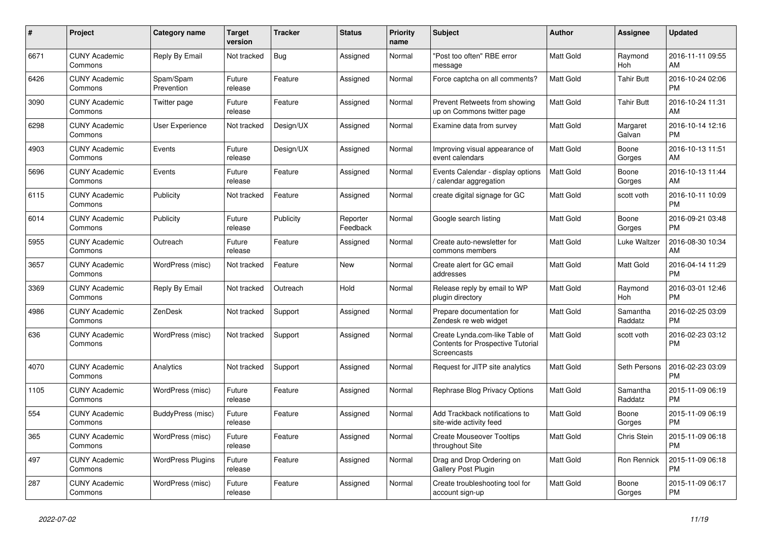| # | Project | Category name | Target version | Tracker | Status | Priority name | Subject | Author | Assignee | Updated |
|---|---|---|---|---|---|---|---|---|---|---|
| 6671 | CUNY Academic Commons | Reply By Email | Not tracked | Bug | Assigned | Normal | "Post too often" RBE error message | Matt Gold | Raymond Hoh | 2016-11-11 09:55 AM |
| 6426 | CUNY Academic Commons | Spam/Spam Prevention | Future release | Feature | Assigned | Normal | Force captcha on all comments? | Matt Gold | Tahir Butt | 2016-10-24 02:06 PM |
| 3090 | CUNY Academic Commons | Twitter page | Future release | Feature | Assigned | Normal | Prevent Retweets from showing up on Commons twitter page | Matt Gold | Tahir Butt | 2016-10-24 11:31 AM |
| 6298 | CUNY Academic Commons | User Experience | Not tracked | Design/UX | Assigned | Normal | Examine data from survey | Matt Gold | Margaret Galvan | 2016-10-14 12:16 PM |
| 4903 | CUNY Academic Commons | Events | Future release | Design/UX | Assigned | Normal | Improving visual appearance of event calendars | Matt Gold | Boone Gorges | 2016-10-13 11:51 AM |
| 5696 | CUNY Academic Commons | Events | Future release | Feature | Assigned | Normal | Events Calendar - display options / calendar aggregation | Matt Gold | Boone Gorges | 2016-10-13 11:44 AM |
| 6115 | CUNY Academic Commons | Publicity | Not tracked | Feature | Assigned | Normal | create digital signage for GC | Matt Gold | scott voth | 2016-10-11 10:09 PM |
| 6014 | CUNY Academic Commons | Publicity | Future release | Publicity | Reporter Feedback | Normal | Google search listing | Matt Gold | Boone Gorges | 2016-09-21 03:48 PM |
| 5955 | CUNY Academic Commons | Outreach | Future release | Feature | Assigned | Normal | Create auto-newsletter for commons members | Matt Gold | Luke Waltzer | 2016-08-30 10:34 AM |
| 3657 | CUNY Academic Commons | WordPress (misc) | Not tracked | Feature | New | Normal | Create alert for GC email addresses | Matt Gold | Matt Gold | 2016-04-14 11:29 PM |
| 3369 | CUNY Academic Commons | Reply By Email | Not tracked | Outreach | Hold | Normal | Release reply by email to WP plugin directory | Matt Gold | Raymond Hoh | 2016-03-01 12:46 PM |
| 4986 | CUNY Academic Commons | ZenDesk | Not tracked | Support | Assigned | Normal | Prepare documentation for Zendesk re web widget | Matt Gold | Samantha Raddatz | 2016-02-25 03:09 PM |
| 636 | CUNY Academic Commons | WordPress (misc) | Not tracked | Support | Assigned | Normal | Create Lynda.com-like Table of Contents for Prospective Tutorial Screencasts | Matt Gold | scott voth | 2016-02-23 03:12 PM |
| 4070 | CUNY Academic Commons | Analytics | Not tracked | Support | Assigned | Normal | Request for JITP site analytics | Matt Gold | Seth Persons | 2016-02-23 03:09 PM |
| 1105 | CUNY Academic Commons | WordPress (misc) | Future release | Feature | Assigned | Normal | Rephrase Blog Privacy Options | Matt Gold | Samantha Raddatz | 2015-11-09 06:19 PM |
| 554 | CUNY Academic Commons | BuddyPress (misc) | Future release | Feature | Assigned | Normal | Add Trackback notifications to site-wide activity feed | Matt Gold | Boone Gorges | 2015-11-09 06:19 PM |
| 365 | CUNY Academic Commons | WordPress (misc) | Future release | Feature | Assigned | Normal | Create Mouseover Tooltips throughout Site | Matt Gold | Chris Stein | 2015-11-09 06:18 PM |
| 497 | CUNY Academic Commons | WordPress Plugins | Future release | Feature | Assigned | Normal | Drag and Drop Ordering on Gallery Post Plugin | Matt Gold | Ron Rennick | 2015-11-09 06:18 PM |
| 287 | CUNY Academic Commons | WordPress (misc) | Future release | Feature | Assigned | Normal | Create troubleshooting tool for account sign-up | Matt Gold | Boone Gorges | 2015-11-09 06:17 PM |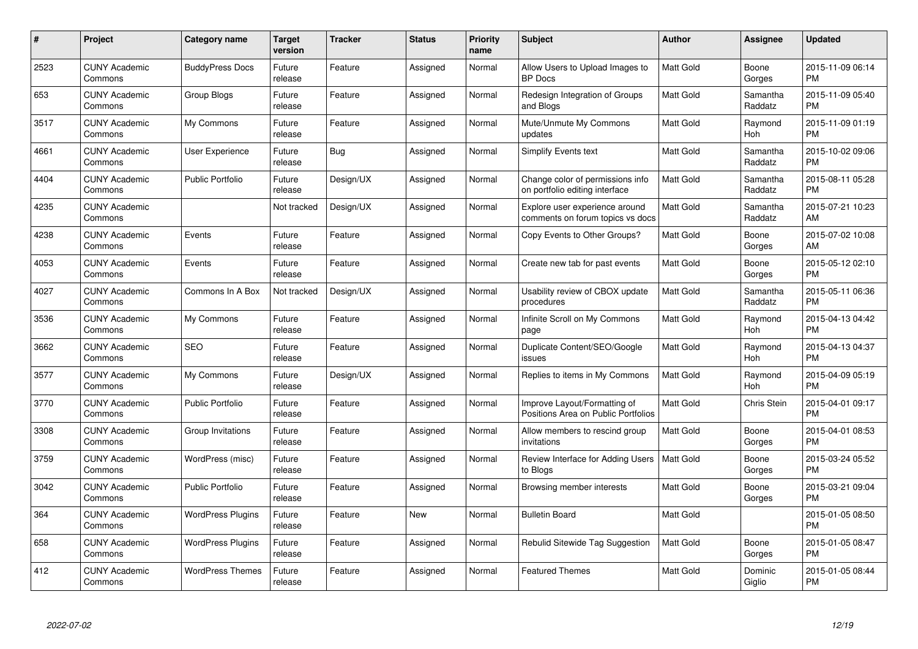| # | Project | Category name | Target version | Tracker | Status | Priority name | Subject | Author | Assignee | Updated |
|---|---|---|---|---|---|---|---|---|---|---|
| 2523 | CUNY Academic Commons | BuddyPress Docs | Future release | Feature | Assigned | Normal | Allow Users to Upload Images to BP Docs | Matt Gold | Boone Gorges | 2015-11-09 06:14 PM |
| 653 | CUNY Academic Commons | Group Blogs | Future release | Feature | Assigned | Normal | Redesign Integration of Groups and Blogs | Matt Gold | Samantha Raddatz | 2015-11-09 05:40 PM |
| 3517 | CUNY Academic Commons | My Commons | Future release | Feature | Assigned | Normal | Mute/Unmute My Commons updates | Matt Gold | Raymond Hoh | 2015-11-09 01:19 PM |
| 4661 | CUNY Academic Commons | User Experience | Future release | Bug | Assigned | Normal | Simplify Events text | Matt Gold | Samantha Raddatz | 2015-10-02 09:06 PM |
| 4404 | CUNY Academic Commons | Public Portfolio | Future release | Design/UX | Assigned | Normal | Change color of permissions info on portfolio editing interface | Matt Gold | Samantha Raddatz | 2015-08-11 05:28 PM |
| 4235 | CUNY Academic Commons | | Not tracked | Design/UX | Assigned | Normal | Explore user experience around comments on forum topics vs docs | Matt Gold | Samantha Raddatz | 2015-07-21 10:23 AM |
| 4238 | CUNY Academic Commons | Events | Future release | Feature | Assigned | Normal | Copy Events to Other Groups? | Matt Gold | Boone Gorges | 2015-07-02 10:08 AM |
| 4053 | CUNY Academic Commons | Events | Future release | Feature | Assigned | Normal | Create new tab for past events | Matt Gold | Boone Gorges | 2015-05-12 02:10 PM |
| 4027 | CUNY Academic Commons | Commons In A Box | Not tracked | Design/UX | Assigned | Normal | Usability review of CBOX update procedures | Matt Gold | Samantha Raddatz | 2015-05-11 06:36 PM |
| 3536 | CUNY Academic Commons | My Commons | Future release | Feature | Assigned | Normal | Infinite Scroll on My Commons page | Matt Gold | Raymond Hoh | 2015-04-13 04:42 PM |
| 3662 | CUNY Academic Commons | SEO | Future release | Feature | Assigned | Normal | Duplicate Content/SEO/Google issues | Matt Gold | Raymond Hoh | 2015-04-13 04:37 PM |
| 3577 | CUNY Academic Commons | My Commons | Future release | Design/UX | Assigned | Normal | Replies to items in My Commons | Matt Gold | Raymond Hoh | 2015-04-09 05:19 PM |
| 3770 | CUNY Academic Commons | Public Portfolio | Future release | Feature | Assigned | Normal | Improve Layout/Formatting of Positions Area on Public Portfolios | Matt Gold | Chris Stein | 2015-04-01 09:17 PM |
| 3308 | CUNY Academic Commons | Group Invitations | Future release | Feature | Assigned | Normal | Allow members to rescind group invitations | Matt Gold | Boone Gorges | 2015-04-01 08:53 PM |
| 3759 | CUNY Academic Commons | WordPress (misc) | Future release | Feature | Assigned | Normal | Review Interface for Adding Users to Blogs | Matt Gold | Boone Gorges | 2015-03-24 05:52 PM |
| 3042 | CUNY Academic Commons | Public Portfolio | Future release | Feature | Assigned | Normal | Browsing member interests | Matt Gold | Boone Gorges | 2015-03-21 09:04 PM |
| 364 | CUNY Academic Commons | WordPress Plugins | Future release | Feature | New | Normal | Bulletin Board | Matt Gold | | 2015-01-05 08:50 PM |
| 658 | CUNY Academic Commons | WordPress Plugins | Future release | Feature | Assigned | Normal | Rebulid Sitewide Tag Suggestion | Matt Gold | Boone Gorges | 2015-01-05 08:47 PM |
| 412 | CUNY Academic Commons | WordPress Themes | Future release | Feature | Assigned | Normal | Featured Themes | Matt Gold | Dominic Giglio | 2015-01-05 08:44 PM |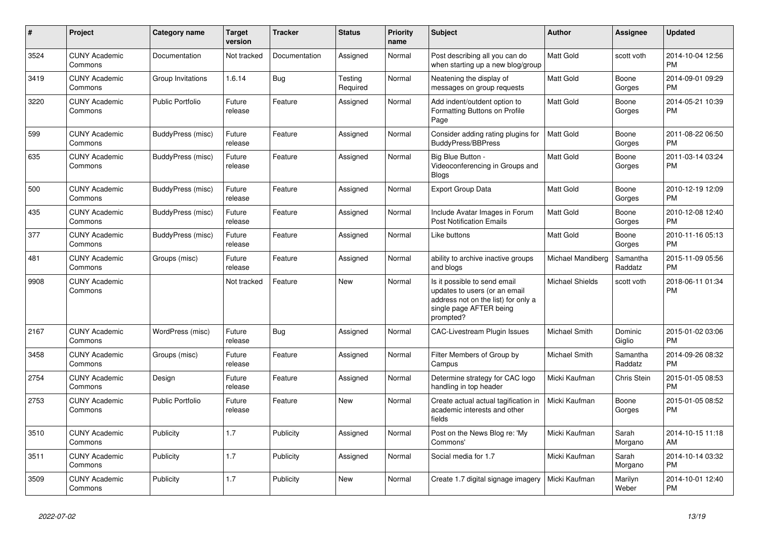| # | Project | Category name | Target version | Tracker | Status | Priority name | Subject | Author | Assignee | Updated |
|---|---|---|---|---|---|---|---|---|---|---|
| 3524 | CUNY Academic Commons | Documentation | Not tracked | Documentation | Assigned | Normal | Post describing all you can do when starting up a new blog/group | Matt Gold | scott voth | 2014-10-04 12:56 PM |
| 3419 | CUNY Academic Commons | Group Invitations | 1.6.14 | Bug | Testing Required | Normal | Neatening the display of messages on group requests | Matt Gold | Boone Gorges | 2014-09-01 09:29 PM |
| 3220 | CUNY Academic Commons | Public Portfolio | Future release | Feature | Assigned | Normal | Add indent/outdent option to Formatting Buttons on Profile Page | Matt Gold | Boone Gorges | 2014-05-21 10:39 PM |
| 599 | CUNY Academic Commons | BuddyPress (misc) | Future release | Feature | Assigned | Normal | Consider adding rating plugins for BuddyPress/BBPress | Matt Gold | Boone Gorges | 2011-08-22 06:50 PM |
| 635 | CUNY Academic Commons | BuddyPress (misc) | Future release | Feature | Assigned | Normal | Big Blue Button - Videoconferencing in Groups and Blogs | Matt Gold | Boone Gorges | 2011-03-14 03:24 PM |
| 500 | CUNY Academic Commons | BuddyPress (misc) | Future release | Feature | Assigned | Normal | Export Group Data | Matt Gold | Boone Gorges | 2010-12-19 12:09 PM |
| 435 | CUNY Academic Commons | BuddyPress (misc) | Future release | Feature | Assigned | Normal | Include Avatar Images in Forum Post Notification Emails | Matt Gold | Boone Gorges | 2010-12-08 12:40 PM |
| 377 | CUNY Academic Commons | BuddyPress (misc) | Future release | Feature | Assigned | Normal | Like buttons | Matt Gold | Boone Gorges | 2010-11-16 05:13 PM |
| 481 | CUNY Academic Commons | Groups (misc) | Future release | Feature | Assigned | Normal | ability to archive inactive groups and blogs | Michael Mandiberg | Samantha Raddatz | 2015-11-09 05:56 PM |
| 9908 | CUNY Academic Commons | | Not tracked | Feature | New | Normal | Is it possible to send email updates to users (or an email address not on the list) for only a single page AFTER being prompted? | Michael Shields | scott voth | 2018-06-11 01:34 PM |
| 2167 | CUNY Academic Commons | WordPress (misc) | Future release | Bug | Assigned | Normal | CAC-Livestream Plugin Issues | Michael Smith | Dominic Giglio | 2015-01-02 03:06 PM |
| 3458 | CUNY Academic Commons | Groups (misc) | Future release | Feature | Assigned | Normal | Filter Members of Group by Campus | Michael Smith | Samantha Raddatz | 2014-09-26 08:32 PM |
| 2754 | CUNY Academic Commons | Design | Future release | Feature | Assigned | Normal | Determine strategy for CAC logo handling in top header | Micki Kaufman | Chris Stein | 2015-01-05 08:53 PM |
| 2753 | CUNY Academic Commons | Public Portfolio | Future release | Feature | New | Normal | Create actual actual tagification in academic interests and other fields | Micki Kaufman | Boone Gorges | 2015-01-05 08:52 PM |
| 3510 | CUNY Academic Commons | Publicity | 1.7 | Publicity | Assigned | Normal | Post on the News Blog re: 'My Commons' | Micki Kaufman | Sarah Morgano | 2014-10-15 11:18 AM |
| 3511 | CUNY Academic Commons | Publicity | 1.7 | Publicity | Assigned | Normal | Social media for 1.7 | Micki Kaufman | Sarah Morgano | 2014-10-14 03:32 PM |
| 3509 | CUNY Academic Commons | Publicity | 1.7 | Publicity | New | Normal | Create 1.7 digital signage imagery | Micki Kaufman | Marilyn Weber | 2014-10-01 12:40 PM |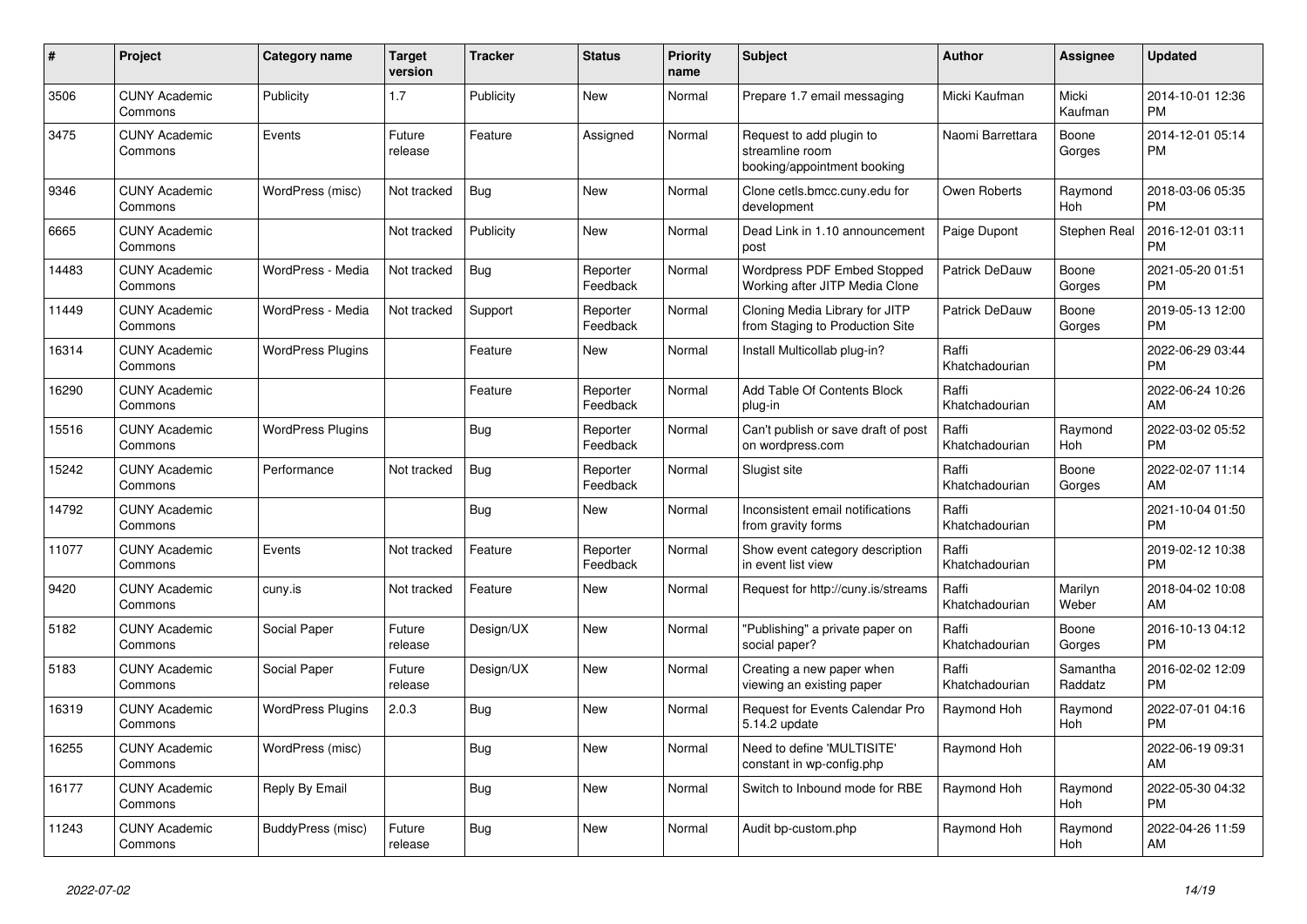| # | Project | Category name | Target version | Tracker | Status | Priority name | Subject | Author | Assignee | Updated |
|---|---|---|---|---|---|---|---|---|---|---|
| 3506 | CUNY Academic Commons | Publicity | 1.7 | Publicity | New | Normal | Prepare 1.7 email messaging | Micki Kaufman | Micki Kaufman | 2014-10-01 12:36 PM |
| 3475 | CUNY Academic Commons | Events | Future release | Feature | Assigned | Normal | Request to add plugin to streamline room booking/appointment booking | Naomi Barrettara | Boone Gorges | 2014-12-01 05:14 PM |
| 9346 | CUNY Academic Commons | WordPress (misc) | Not tracked | Bug | New | Normal | Clone cetls.bmcc.cuny.edu for development | Owen Roberts | Raymond Hoh | 2018-03-06 05:35 PM |
| 6665 | CUNY Academic Commons | | Not tracked | Publicity | New | Normal | Dead Link in 1.10 announcement post | Paige Dupont | Stephen Real | 2016-12-01 03:11 PM |
| 14483 | CUNY Academic Commons | WordPress - Media | Not tracked | Bug | Reporter Feedback | Normal | Wordpress PDF Embed Stopped Working after JITP Media Clone | Patrick DeDauw | Boone Gorges | 2021-05-20 01:51 PM |
| 11449 | CUNY Academic Commons | WordPress - Media | Not tracked | Support | Reporter Feedback | Normal | Cloning Media Library for JITP from Staging to Production Site | Patrick DeDauw | Boone Gorges | 2019-05-13 12:00 PM |
| 16314 | CUNY Academic Commons | WordPress Plugins | | Feature | New | Normal | Install Multicollab plug-in? | Raffi Khatchadourian | | 2022-06-29 03:44 PM |
| 16290 | CUNY Academic Commons | | | Feature | Reporter Feedback | Normal | Add Table Of Contents Block plug-in | Raffi Khatchadourian | | 2022-06-24 10:26 AM |
| 15516 | CUNY Academic Commons | WordPress Plugins | | Bug | Reporter Feedback | Normal | Can't publish or save draft of post on wordpress.com | Raffi Khatchadourian | Raymond Hoh | 2022-03-02 05:52 PM |
| 15242 | CUNY Academic Commons | Performance | Not tracked | Bug | Reporter Feedback | Normal | Slugist site | Raffi Khatchadourian | Boone Gorges | 2022-02-07 11:14 AM |
| 14792 | CUNY Academic Commons | | | Bug | New | Normal | Inconsistent email notifications from gravity forms | Raffi Khatchadourian | | 2021-10-04 01:50 PM |
| 11077 | CUNY Academic Commons | Events | Not tracked | Feature | Reporter Feedback | Normal | Show event category description in event list view | Raffi Khatchadourian | | 2019-02-12 10:38 PM |
| 9420 | CUNY Academic Commons | cuny.is | Not tracked | Feature | New | Normal | Request for http://cuny.is/streams | Raffi Khatchadourian | Marilyn Weber | 2018-04-02 10:08 AM |
| 5182 | CUNY Academic Commons | Social Paper | Future release | Design/UX | New | Normal | "Publishing" a private paper on social paper? | Raffi Khatchadourian | Boone Gorges | 2016-10-13 04:12 PM |
| 5183 | CUNY Academic Commons | Social Paper | Future release | Design/UX | New | Normal | Creating a new paper when viewing an existing paper | Raffi Khatchadourian | Samantha Raddatz | 2016-02-02 12:09 PM |
| 16319 | CUNY Academic Commons | WordPress Plugins | 2.0.3 | Bug | New | Normal | Request for Events Calendar Pro 5.14.2 update | Raymond Hoh | Raymond Hoh | 2022-07-01 04:16 PM |
| 16255 | CUNY Academic Commons | WordPress (misc) | | Bug | New | Normal | Need to define 'MULTISITE' constant in wp-config.php | Raymond Hoh | | 2022-06-19 09:31 AM |
| 16177 | CUNY Academic Commons | Reply By Email | | Bug | New | Normal | Switch to Inbound mode for RBE | Raymond Hoh | Raymond Hoh | 2022-05-30 04:32 PM |
| 11243 | CUNY Academic Commons | BuddyPress (misc) | Future release | Bug | New | Normal | Audit bp-custom.php | Raymond Hoh | Raymond Hoh | 2022-04-26 11:59 AM |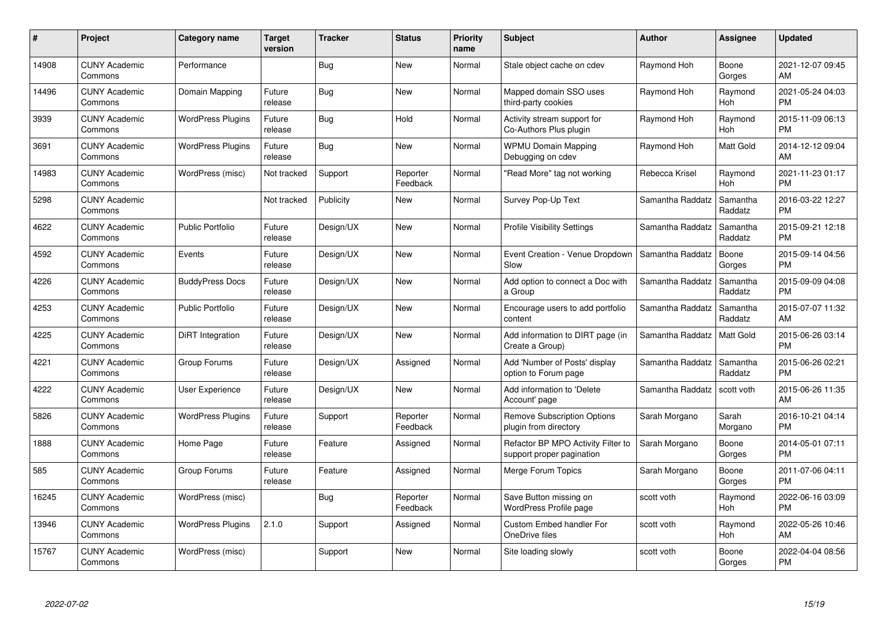| # | Project | Category name | Target version | Tracker | Status | Priority name | Subject | Author | Assignee | Updated |
|---|---|---|---|---|---|---|---|---|---|---|
| 14908 | CUNY Academic Commons | Performance | | Bug | New | Normal | Stale object cache on cdev | Raymond Hoh | Boone Gorges | 2021-12-07 09:45 AM |
| 14496 | CUNY Academic Commons | Domain Mapping | Future release | Bug | New | Normal | Mapped domain SSO uses third-party cookies | Raymond Hoh | Raymond Hoh | 2021-05-24 04:03 PM |
| 3939 | CUNY Academic Commons | WordPress Plugins | Future release | Bug | Hold | Normal | Activity stream support for Co-Authors Plus plugin | Raymond Hoh | Raymond Hoh | 2015-11-09 06:13 PM |
| 3691 | CUNY Academic Commons | WordPress Plugins | Future release | Bug | New | Normal | WPMU Domain Mapping Debugging on cdev | Raymond Hoh | Matt Gold | 2014-12-12 09:04 AM |
| 14983 | CUNY Academic Commons | WordPress (misc) | Not tracked | Support | Reporter Feedback | Normal | "Read More" tag not working | Rebecca Krisel | Raymond Hoh | 2021-11-23 01:17 PM |
| 5298 | CUNY Academic Commons | | Not tracked | Publicity | New | Normal | Survey Pop-Up Text | Samantha Raddatz | Samantha Raddatz | 2016-03-22 12:27 PM |
| 4622 | CUNY Academic Commons | Public Portfolio | Future release | Design/UX | New | Normal | Profile Visibility Settings | Samantha Raddatz | Samantha Raddatz | 2015-09-21 12:18 PM |
| 4592 | CUNY Academic Commons | Events | Future release | Design/UX | New | Normal | Event Creation - Venue Dropdown Slow | Samantha Raddatz | Boone Gorges | 2015-09-14 04:56 PM |
| 4226 | CUNY Academic Commons | BuddyPress Docs | Future release | Design/UX | New | Normal | Add option to connect a Doc with a Group | Samantha Raddatz | Samantha Raddatz | 2015-09-09 04:08 PM |
| 4253 | CUNY Academic Commons | Public Portfolio | Future release | Design/UX | New | Normal | Encourage users to add portfolio content | Samantha Raddatz | Samantha Raddatz | 2015-07-07 11:32 AM |
| 4225 | CUNY Academic Commons | DiRT Integration | Future release | Design/UX | New | Normal | Add information to DIRT page (in Create a Group) | Samantha Raddatz | Matt Gold | 2015-06-26 03:14 PM |
| 4221 | CUNY Academic Commons | Group Forums | Future release | Design/UX | Assigned | Normal | Add 'Number of Posts' display option to Forum page | Samantha Raddatz | Samantha Raddatz | 2015-06-26 02:21 PM |
| 4222 | CUNY Academic Commons | User Experience | Future release | Design/UX | New | Normal | Add information to 'Delete Account' page | Samantha Raddatz | scott voth | 2015-06-26 11:35 AM |
| 5826 | CUNY Academic Commons | WordPress Plugins | Future release | Support | Reporter Feedback | Normal | Remove Subscription Options plugin from directory | Sarah Morgano | Sarah Morgano | 2016-10-21 04:14 PM |
| 1888 | CUNY Academic Commons | Home Page | Future release | Feature | Assigned | Normal | Refactor BP MPO Activity Filter to support proper pagination | Sarah Morgano | Boone Gorges | 2014-05-01 07:11 PM |
| 585 | CUNY Academic Commons | Group Forums | Future release | Feature | Assigned | Normal | Merge Forum Topics | Sarah Morgano | Boone Gorges | 2011-07-06 04:11 PM |
| 16245 | CUNY Academic Commons | WordPress (misc) | | Bug | Reporter Feedback | Normal | Save Button missing on WordPress Profile page | scott voth | Raymond Hoh | 2022-06-16 03:09 PM |
| 13946 | CUNY Academic Commons | WordPress Plugins | 2.1.0 | Support | Assigned | Normal | Custom Embed handler For OneDrive files | scott voth | Raymond Hoh | 2022-05-26 10:46 AM |
| 15767 | CUNY Academic Commons | WordPress (misc) | | Support | New | Normal | Site loading slowly | scott voth | Boone Gorges | 2022-04-04 08:56 PM |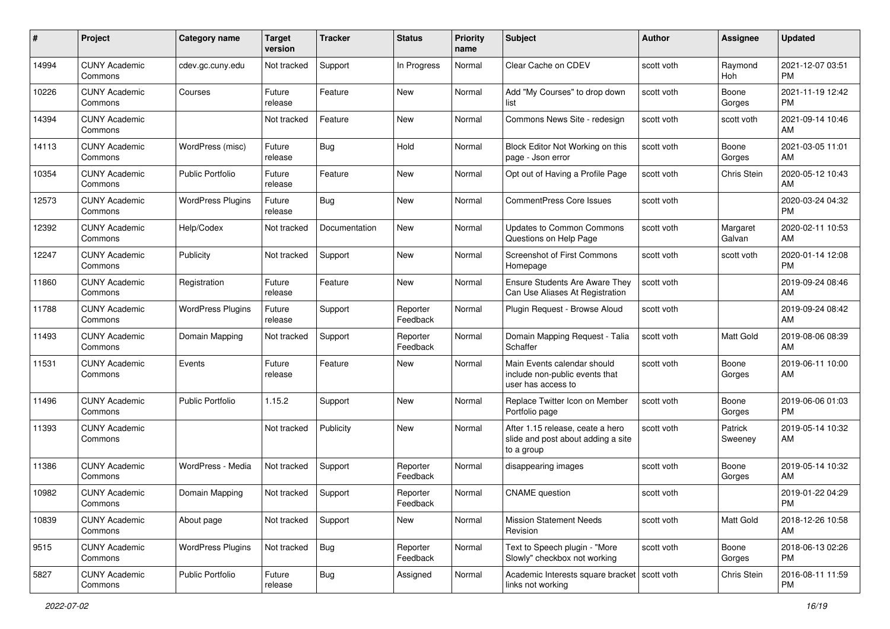| # | Project | Category name | Target version | Tracker | Status | Priority name | Subject | Author | Assignee | Updated |
|---|---|---|---|---|---|---|---|---|---|---|
| 14994 | CUNY Academic Commons | cdev.gc.cuny.edu | Not tracked | Support | In Progress | Normal | Clear Cache on CDEV | scott voth | Raymond Hoh | 2021-12-07 03:51 PM |
| 10226 | CUNY Academic Commons | Courses | Future release | Feature | New | Normal | Add "My Courses" to drop down list | scott voth | Boone Gorges | 2021-11-19 12:42 PM |
| 14394 | CUNY Academic Commons | | Not tracked | Feature | New | Normal | Commons News Site - redesign | scott voth | scott voth | 2021-09-14 10:46 AM |
| 14113 | CUNY Academic Commons | WordPress (misc) | Future release | Bug | Hold | Normal | Block Editor Not Working on this page - Json error | scott voth | Boone Gorges | 2021-03-05 11:01 AM |
| 10354 | CUNY Academic Commons | Public Portfolio | Future release | Feature | New | Normal | Opt out of Having a Profile Page | scott voth | Chris Stein | 2020-05-12 10:43 AM |
| 12573 | CUNY Academic Commons | WordPress Plugins | Future release | Bug | New | Normal | CommentPress Core Issues | scott voth | | 2020-03-24 04:32 PM |
| 12392 | CUNY Academic Commons | Help/Codex | Not tracked | Documentation | New | Normal | Updates to Common Commons Questions on Help Page | scott voth | Margaret Galvan | 2020-02-11 10:53 AM |
| 12247 | CUNY Academic Commons | Publicity | Not tracked | Support | New | Normal | Screenshot of First Commons Homepage | scott voth | scott voth | 2020-01-14 12:08 PM |
| 11860 | CUNY Academic Commons | Registration | Future release | Feature | New | Normal | Ensure Students Are Aware They Can Use Aliases At Registration | scott voth | | 2019-09-24 08:46 AM |
| 11788 | CUNY Academic Commons | WordPress Plugins | Future release | Support | Reporter Feedback | Normal | Plugin Request - Browse Aloud | scott voth | | 2019-09-24 08:42 AM |
| 11493 | CUNY Academic Commons | Domain Mapping | Not tracked | Support | Reporter Feedback | Normal | Domain Mapping Request - Talia Schaffer | scott voth | Matt Gold | 2019-08-06 08:39 AM |
| 11531 | CUNY Academic Commons | Events | Future release | Feature | New | Normal | Main Events calendar should include non-public events that user has access to | scott voth | Boone Gorges | 2019-06-11 10:00 AM |
| 11496 | CUNY Academic Commons | Public Portfolio | 1.15.2 | Support | New | Normal | Replace Twitter Icon on Member Portfolio page | scott voth | Boone Gorges | 2019-06-06 01:03 PM |
| 11393 | CUNY Academic Commons | | Not tracked | Publicity | New | Normal | After 1.15 release, ceate a hero slide and post about adding a site to a group | scott voth | Patrick Sweeney | 2019-05-14 10:32 AM |
| 11386 | CUNY Academic Commons | WordPress - Media | Not tracked | Support | Reporter Feedback | Normal | disappearing images | scott voth | Boone Gorges | 2019-05-14 10:32 AM |
| 10982 | CUNY Academic Commons | Domain Mapping | Not tracked | Support | Reporter Feedback | Normal | CNAME question | scott voth | | 2019-01-22 04:29 PM |
| 10839 | CUNY Academic Commons | About page | Not tracked | Support | New | Normal | Mission Statement Needs Revision | scott voth | Matt Gold | 2018-12-26 10:58 AM |
| 9515 | CUNY Academic Commons | WordPress Plugins | Not tracked | Bug | Reporter Feedback | Normal | Text to Speech plugin - "More Slowly" checkbox not working | scott voth | Boone Gorges | 2018-06-13 02:26 PM |
| 5827 | CUNY Academic Commons | Public Portfolio | Future release | Bug | Assigned | Normal | Academic Interests square bracket links not working | scott voth | Chris Stein | 2016-08-11 11:59 PM |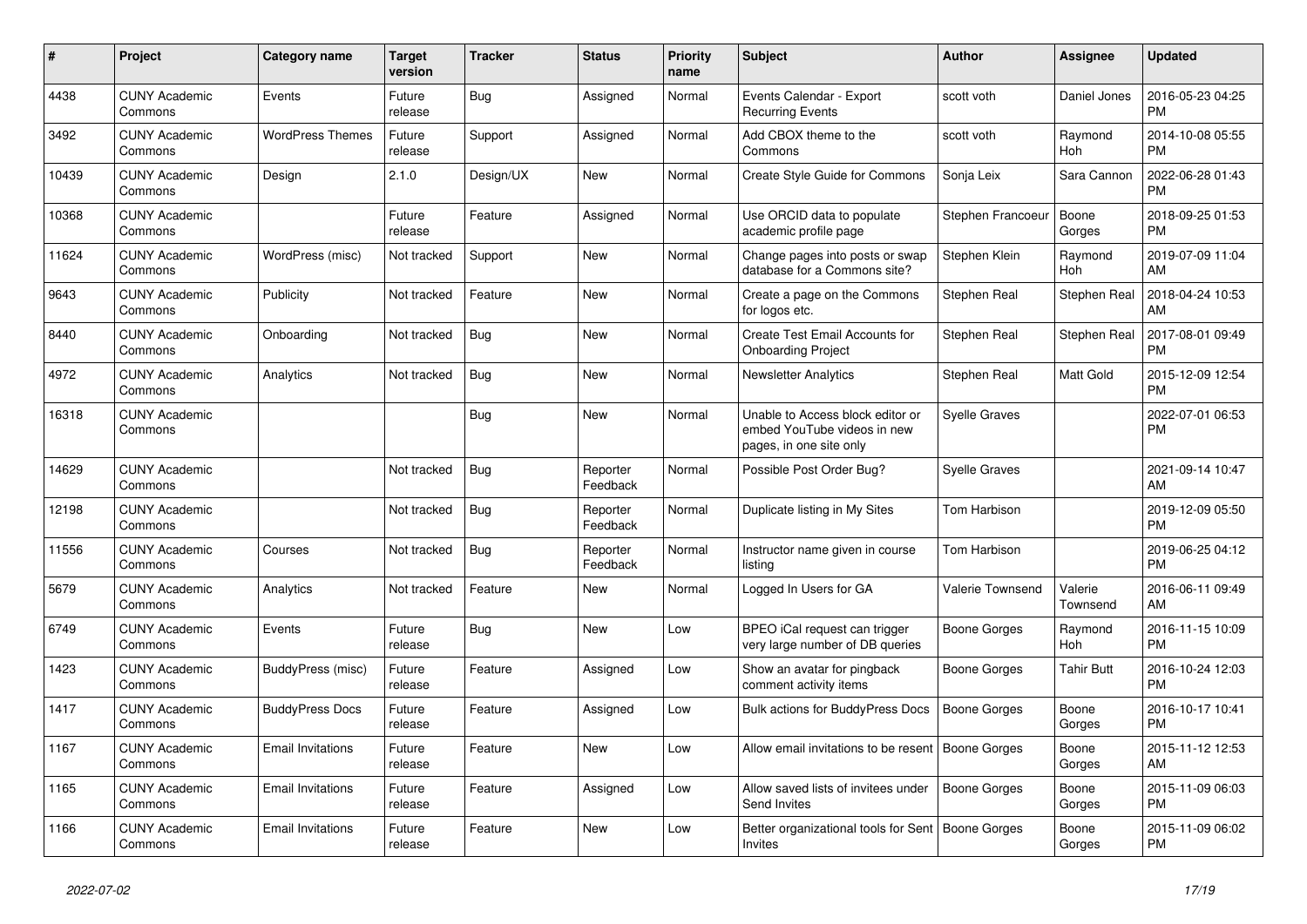| # | Project | Category name | Target version | Tracker | Status | Priority name | Subject | Author | Assignee | Updated |
|---|---|---|---|---|---|---|---|---|---|---|
| 4438 | CUNY Academic Commons | Events | Future release | Bug | Assigned | Normal | Events Calendar - Export Recurring Events | scott voth | Daniel Jones | 2016-05-23 04:25 PM |
| 3492 | CUNY Academic Commons | WordPress Themes | Future release | Support | Assigned | Normal | Add CBOX theme to the Commons | scott voth | Raymond Hoh | 2014-10-08 05:55 PM |
| 10439 | CUNY Academic Commons | Design | 2.1.0 | Design/UX | New | Normal | Create Style Guide for Commons | Sonja Leix | Sara Cannon | 2022-06-28 01:43 PM |
| 10368 | CUNY Academic Commons | | Future release | Feature | Assigned | Normal | Use ORCID data to populate academic profile page | Stephen Francoeur | Boone Gorges | 2018-09-25 01:53 PM |
| 11624 | CUNY Academic Commons | WordPress (misc) | Not tracked | Support | New | Normal | Change pages into posts or swap database for a Commons site? | Stephen Klein | Raymond Hoh | 2019-07-09 11:04 AM |
| 9643 | CUNY Academic Commons | Publicity | Not tracked | Feature | New | Normal | Create a page on the Commons for logos etc. | Stephen Real | Stephen Real | 2018-04-24 10:53 AM |
| 8440 | CUNY Academic Commons | Onboarding | Not tracked | Bug | New | Normal | Create Test Email Accounts for Onboarding Project | Stephen Real | Stephen Real | 2017-08-01 09:49 PM |
| 4972 | CUNY Academic Commons | Analytics | Not tracked | Bug | New | Normal | Newsletter Analytics | Stephen Real | Matt Gold | 2015-12-09 12:54 PM |
| 16318 | CUNY Academic Commons | | | Bug | New | Normal | Unable to Access block editor or embed YouTube videos in new pages, in one site only | Syelle Graves | | 2022-07-01 06:53 PM |
| 14629 | CUNY Academic Commons | | Not tracked | Bug | Reporter Feedback | Normal | Possible Post Order Bug? | Syelle Graves | | 2021-09-14 10:47 AM |
| 12198 | CUNY Academic Commons | | Not tracked | Bug | Reporter Feedback | Normal | Duplicate listing in My Sites | Tom Harbison | | 2019-12-09 05:50 PM |
| 11556 | CUNY Academic Commons | Courses | Not tracked | Bug | Reporter Feedback | Normal | Instructor name given in course listing | Tom Harbison | | 2019-06-25 04:12 PM |
| 5679 | CUNY Academic Commons | Analytics | Not tracked | Feature | New | Normal | Logged In Users for GA | Valerie Townsend | Valerie Townsend | 2016-06-11 09:49 AM |
| 6749 | CUNY Academic Commons | Events | Future release | Bug | New | Low | BPEO iCal request can trigger very large number of DB queries | Boone Gorges | Raymond Hoh | 2016-11-15 10:09 PM |
| 1423 | CUNY Academic Commons | BuddyPress (misc) | Future release | Feature | Assigned | Low | Show an avatar for pingback comment activity items | Boone Gorges | Tahir Butt | 2016-10-24 12:03 PM |
| 1417 | CUNY Academic Commons | BuddyPress Docs | Future release | Feature | Assigned | Low | Bulk actions for BuddyPress Docs | Boone Gorges | Boone Gorges | 2016-10-17 10:41 PM |
| 1167 | CUNY Academic Commons | Email Invitations | Future release | Feature | New | Low | Allow email invitations to be resent | Boone Gorges | Boone Gorges | 2015-11-12 12:53 AM |
| 1165 | CUNY Academic Commons | Email Invitations | Future release | Feature | Assigned | Low | Allow saved lists of invitees under Send Invites | Boone Gorges | Boone Gorges | 2015-11-09 06:03 PM |
| 1166 | CUNY Academic Commons | Email Invitations | Future release | Feature | New | Low | Better organizational tools for Sent Invites | Boone Gorges | Boone Gorges | 2015-11-09 06:02 PM |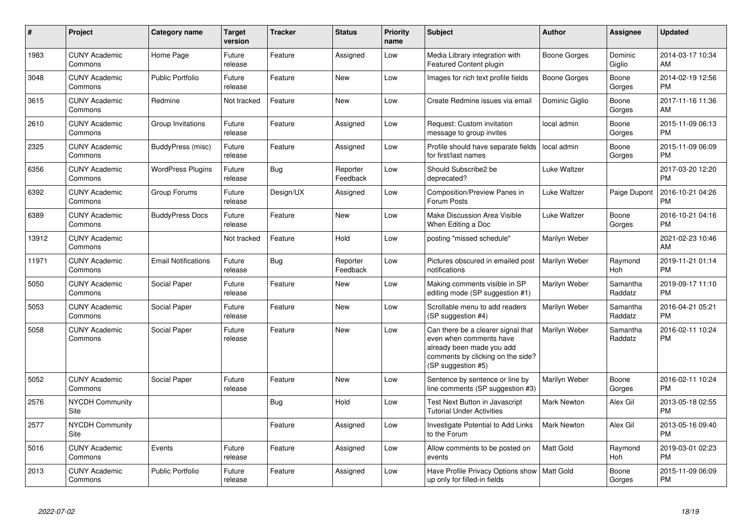| # | Project | Category name | Target version | Tracker | Status | Priority name | Subject | Author | Assignee | Updated |
|---|---|---|---|---|---|---|---|---|---|---|
| 1983 | CUNY Academic Commons | Home Page | Future release | Feature | Assigned | Low | Media Library integration with Featured Content plugin | Boone Gorges | Dominic Giglio | 2014-03-17 10:34 AM |
| 3048 | CUNY Academic Commons | Public Portfolio | Future release | Feature | New | Low | Images for rich text profile fields | Boone Gorges | Boone Gorges | 2014-02-19 12:56 PM |
| 3615 | CUNY Academic Commons | Redmine | Not tracked | Feature | New | Low | Create Redmine issues via email | Dominic Giglio | Boone Gorges | 2017-11-16 11:36 AM |
| 2610 | CUNY Academic Commons | Group Invitations | Future release | Feature | Assigned | Low | Request: Custom invitation message to group invites | local admin | Boone Gorges | 2015-11-09 06:13 PM |
| 2325 | CUNY Academic Commons | BuddyPress (misc) | Future release | Feature | Assigned | Low | Profile should have separate fields for first/last names | local admin | Boone Gorges | 2015-11-09 06:09 PM |
| 6356 | CUNY Academic Commons | WordPress Plugins | Future release | Bug | Reporter Feedback | Low | Should Subscribe2 be deprecated? | Luke Waltzer | | 2017-03-20 12:20 PM |
| 6392 | CUNY Academic Commons | Group Forums | Future release | Design/UX | Assigned | Low | Composition/Preview Panes in Forum Posts | Luke Waltzer | Paige Dupont | 2016-10-21 04:26 PM |
| 6389 | CUNY Academic Commons | BuddyPress Docs | Future release | Feature | New | Low | Make Discussion Area Visible When Editing a Doc | Luke Waltzer | Boone Gorges | 2016-10-21 04:16 PM |
| 13912 | CUNY Academic Commons | | Not tracked | Feature | Hold | Low | posting "missed schedule" | Marilyn Weber | | 2021-02-23 10:46 AM |
| 11971 | CUNY Academic Commons | Email Notifications | Future release | Bug | Reporter Feedback | Low | Pictures obscured in emailed post notifications | Marilyn Weber | Raymond Hoh | 2019-11-21 01:14 PM |
| 5050 | CUNY Academic Commons | Social Paper | Future release | Feature | New | Low | Making comments visible in SP editing mode (SP suggestion #1) | Marilyn Weber | Samantha Raddatz | 2019-09-17 11:10 PM |
| 5053 | CUNY Academic Commons | Social Paper | Future release | Feature | New | Low | Scrollable menu to add readers (SP suggestion #4) | Marilyn Weber | Samantha Raddatz | 2016-04-21 05:21 PM |
| 5058 | CUNY Academic Commons | Social Paper | Future release | Feature | New | Low | Can there be a clearer signal that even when comments have already been made you add comments by clicking on the side? (SP suggestion #5) | Marilyn Weber | Samantha Raddatz | 2016-02-11 10:24 PM |
| 5052 | CUNY Academic Commons | Social Paper | Future release | Feature | New | Low | Sentence by sentence or line by line comments (SP suggestion #3) | Marilyn Weber | Boone Gorges | 2016-02-11 10:24 PM |
| 2576 | NYCDH Community Site | | | Bug | Hold | Low | Test Next Button in Javascript Tutorial Under Activities | Mark Newton | Alex Gil | 2013-05-18 02:55 PM |
| 2577 | NYCDH Community Site | | | Feature | Assigned | Low | Investigate Potential to Add Links to the Forum | Mark Newton | Alex Gil | 2013-05-16 09:40 PM |
| 5016 | CUNY Academic Commons | Events | Future release | Feature | Assigned | Low | Allow comments to be posted on events | Matt Gold | Raymond Hoh | 2019-03-01 02:23 PM |
| 2013 | CUNY Academic Commons | Public Portfolio | Future release | Feature | Assigned | Low | Have Profile Privacy Options show up only for filled-in fields | Matt Gold | Boone Gorges | 2015-11-09 06:09 PM |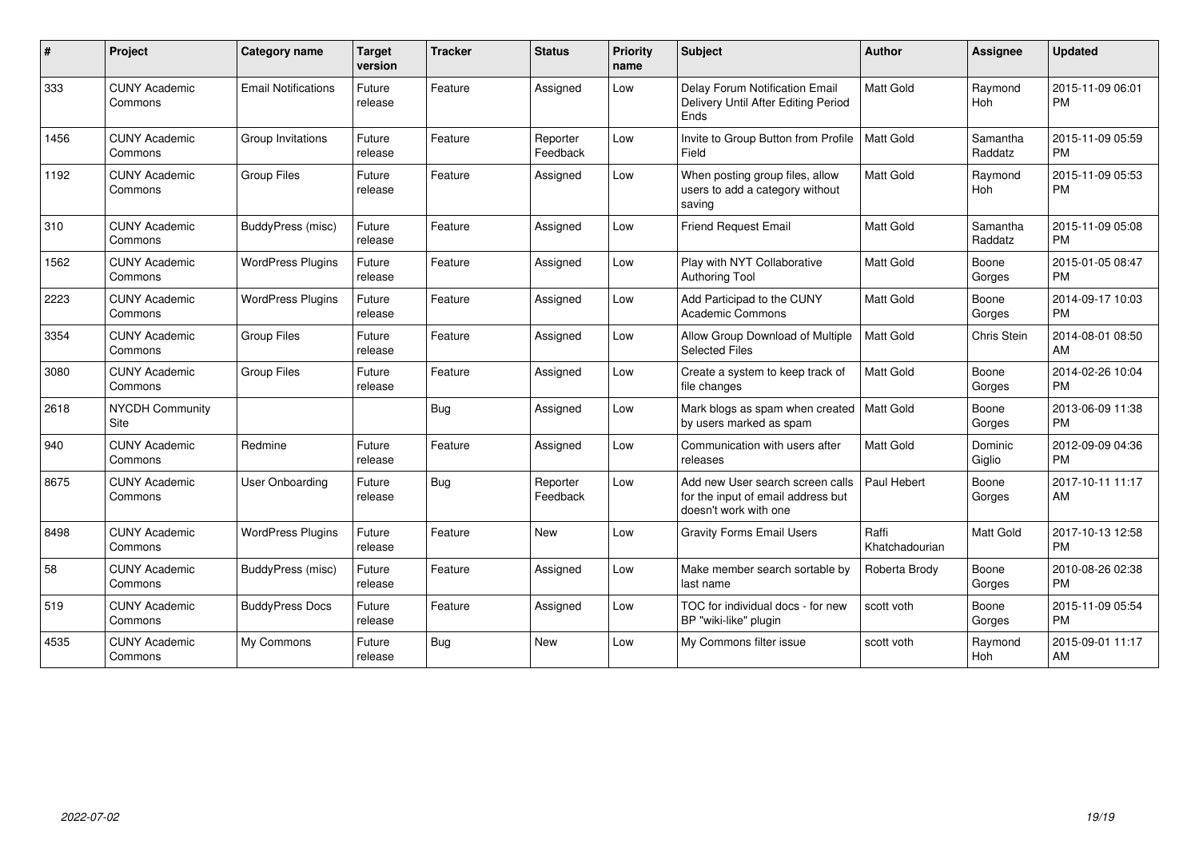| # | Project | Category name | Target version | Tracker | Status | Priority name | Subject | Author | Assignee | Updated |
|---|---|---|---|---|---|---|---|---|---|---|
| 333 | CUNY Academic Commons | Email Notifications | Future release | Feature | Assigned | Low | Delay Forum Notification Email Delivery Until After Editing Period Ends | Matt Gold | Raymond Hoh | 2015-11-09 06:01 PM |
| 1456 | CUNY Academic Commons | Group Invitations | Future release | Feature | Reporter Feedback | Low | Invite to Group Button from Profile Field | Matt Gold | Samantha Raddatz | 2015-11-09 05:59 PM |
| 1192 | CUNY Academic Commons | Group Files | Future release | Feature | Assigned | Low | When posting group files, allow users to add a category without saving | Matt Gold | Raymond Hoh | 2015-11-09 05:53 PM |
| 310 | CUNY Academic Commons | BuddyPress (misc) | Future release | Feature | Assigned | Low | Friend Request Email | Matt Gold | Samantha Raddatz | 2015-11-09 05:08 PM |
| 1562 | CUNY Academic Commons | WordPress Plugins | Future release | Feature | Assigned | Low | Play with NYT Collaborative Authoring Tool | Matt Gold | Boone Gorges | 2015-01-05 08:47 PM |
| 2223 | CUNY Academic Commons | WordPress Plugins | Future release | Feature | Assigned | Low | Add Participad to the CUNY Academic Commons | Matt Gold | Boone Gorges | 2014-09-17 10:03 PM |
| 3354 | CUNY Academic Commons | Group Files | Future release | Feature | Assigned | Low | Allow Group Download of Multiple Selected Files | Matt Gold | Chris Stein | 2014-08-01 08:50 AM |
| 3080 | CUNY Academic Commons | Group Files | Future release | Feature | Assigned | Low | Create a system to keep track of file changes | Matt Gold | Boone Gorges | 2014-02-26 10:04 PM |
| 2618 | NYCDH Community Site | | | Bug | Assigned | Low | Mark blogs as spam when created by users marked as spam | Matt Gold | Boone Gorges | 2013-06-09 11:38 PM |
| 940 | CUNY Academic Commons | Redmine | Future release | Feature | Assigned | Low | Communication with users after releases | Matt Gold | Dominic Giglio | 2012-09-09 04:36 PM |
| 8675 | CUNY Academic Commons | User Onboarding | Future release | Bug | Reporter Feedback | Low | Add new User search screen calls for the input of email address but doesn't work with one | Paul Hebert | Boone Gorges | 2017-10-11 11:17 AM |
| 8498 | CUNY Academic Commons | WordPress Plugins | Future release | Feature | New | Low | Gravity Forms Email Users | Raffi Khatchadourian | Matt Gold | 2017-10-13 12:58 PM |
| 58 | CUNY Academic Commons | BuddyPress (misc) | Future release | Feature | Assigned | Low | Make member search sortable by last name | Roberta Brody | Boone Gorges | 2010-08-26 02:38 PM |
| 519 | CUNY Academic Commons | BuddyPress Docs | Future release | Feature | Assigned | Low | TOC for individual docs - for new BP "wiki-like" plugin | scott voth | Boone Gorges | 2015-11-09 05:54 PM |
| 4535 | CUNY Academic Commons | My Commons | Future release | Bug | New | Low | My Commons filter issue | scott voth | Raymond Hoh | 2015-09-01 11:17 AM |